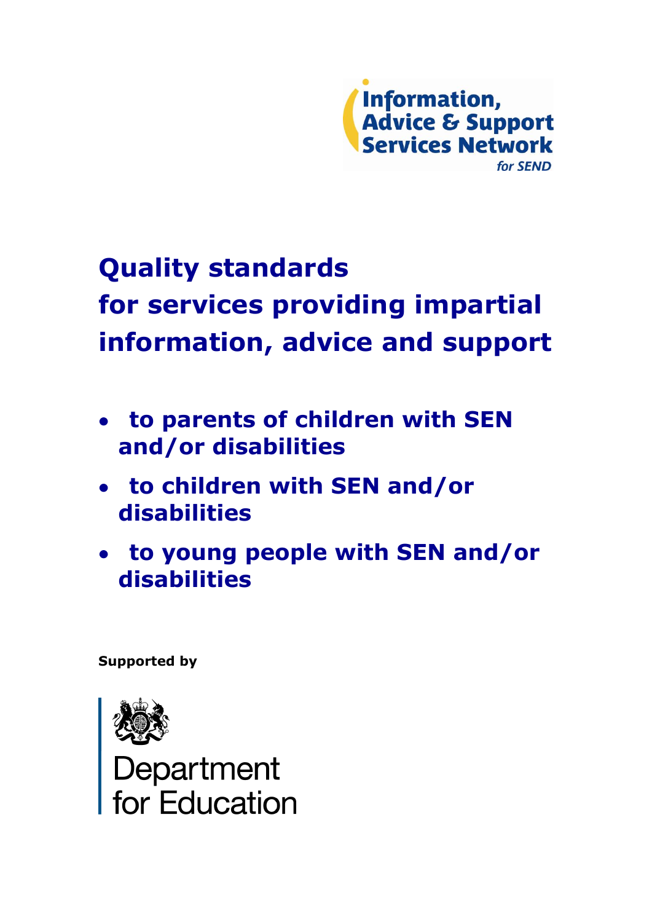Information, Advice & Support Services Network for SEND

# Quality standards for services providing impartial information, advice and support

- **to parents of children with SEN and/or disabilities**
- **to children with SEN and/or disabilities**
- **to young people with SEN and/or disabilities**

**Supported by**

Department for Education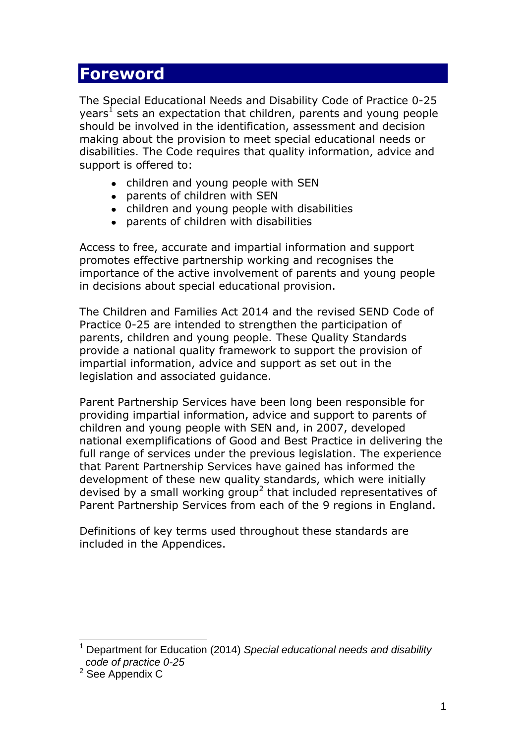# Foreword

The Special Educational Needs and Disability Code of Practice 0-25 years[1] sets an expectation that children, parents and young people should be involved in the identification, assessment and decision making about the provision to meet special educational needs or disabilities. The Code requires that quality information, advice and support is offered to:

- children and young people with SEN
- parents of children with SEN
- children and young people with disabilities
- parents of children with disabilities

Access to free, accurate and impartial information and support promotes effective partnership working and recognises the importance of the active involvement of parents and young people in decisions about special educational provision.

The Children and Families Act 2014 and the revised SEND Code of Practice 0-25 are intended to strengthen the participation of parents, children and young people. These Quality Standards provide a national quality framework to support the provision of impartial information, advice and support as set out in the legislation and associated guidance.

Parent Partnership Services have been long been responsible for providing impartial information, advice and support to parents of children and young people with SEN and, in 2007, developed national exemplifications of Good and Best Practice in delivering the full range of services under the previous legislation. The experience that Parent Partnership Services have gained has informed the development of these new quality standards, which were initially devised by a small working group[2] that included representatives of Parent Partnership Services from each of the 9 regions in England.

Definitions of key terms used throughout these standards are included in the Appendices.

---

[1] Department for Education (2014) *Special educational needs and disability code of practice 0-25*

[2] See Appendix C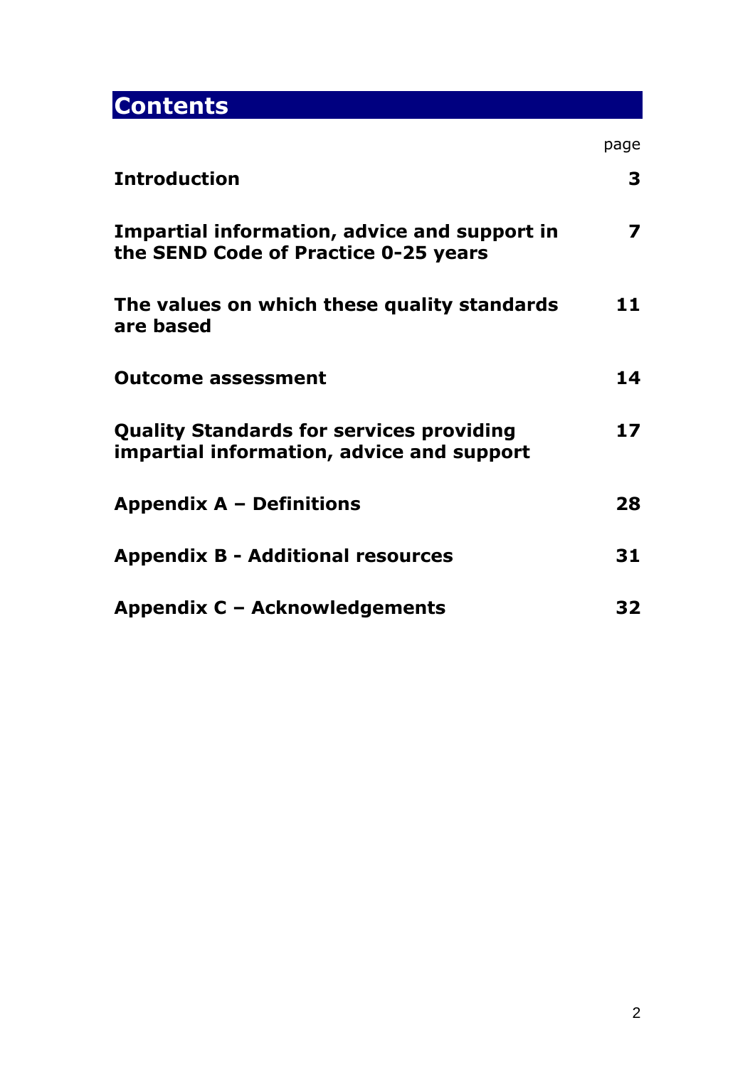# Contents

| | page |
|---|---|
| **Introduction** | **3** |
| **Impartial information, advice and support in the SEND Code of Practice 0-25 years** | **7** |
| **The values on which these quality standards are based** | **11** |
| **Outcome assessment** | **14** |
| **Quality Standards for services providing impartial information, advice and support** | **17** |
| **Appendix A – Definitions** | **28** |
| **Appendix B - Additional resources** | **31** |
| **Appendix C – Acknowledgements** | **32** |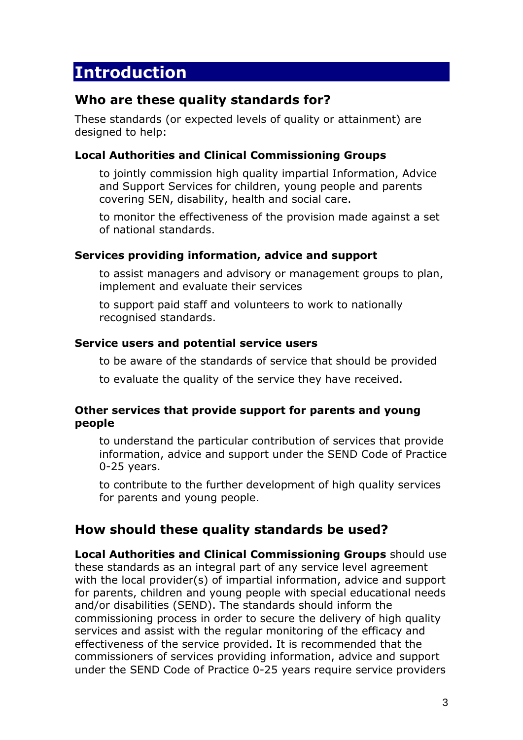# Introduction

## Who are these quality standards for?

These standards (or expected levels of quality or attainment) are designed to help:

### Local Authorities and Clinical Commissioning Groups

to jointly commission high quality impartial Information, Advice and Support Services for children, young people and parents covering SEN, disability, health and social care.

to monitor the effectiveness of the provision made against a set of national standards.

### Services providing information, advice and support

to assist managers and advisory or management groups to plan, implement and evaluate their services

to support paid staff and volunteers to work to nationally recognised standards.

### Service users and potential service users

to be aware of the standards of service that should be provided

to evaluate the quality of the service they have received.

### Other services that provide support for parents and young people

to understand the particular contribution of services that provide information, advice and support under the SEND Code of Practice 0-25 years.

to contribute to the further development of high quality services for parents and young people.

## How should these quality standards be used?

**Local Authorities and Clinical Commissioning Groups** should use these standards as an integral part of any service level agreement with the local provider(s) of impartial information, advice and support for parents, children and young people with special educational needs and/or disabilities (SEND). The standards should inform the commissioning process in order to secure the delivery of high quality services and assist with the regular monitoring of the efficacy and effectiveness of the service provided. It is recommended that the commissioners of services providing information, advice and support under the SEND Code of Practice 0-25 years require service providers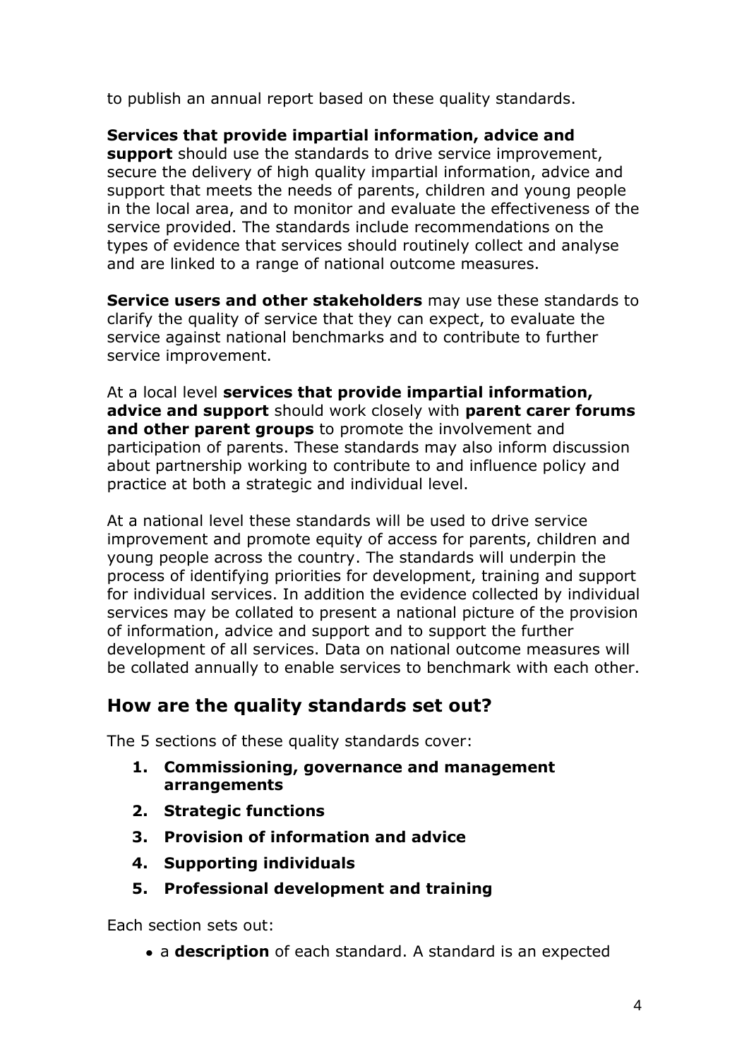to publish an annual report based on these quality standards.

**Services that provide impartial information, advice and support** should use the standards to drive service improvement, secure the delivery of high quality impartial information, advice and support that meets the needs of parents, children and young people in the local area, and to monitor and evaluate the effectiveness of the service provided. The standards include recommendations on the types of evidence that services should routinely collect and analyse and are linked to a range of national outcome measures.

**Service users and other stakeholders** may use these standards to clarify the quality of service that they can expect, to evaluate the service against national benchmarks and to contribute to further service improvement.

At a local level **services that provide impartial information, advice and support** should work closely with **parent carer forums and other parent groups** to promote the involvement and participation of parents. These standards may also inform discussion about partnership working to contribute to and influence policy and practice at both a strategic and individual level.

At a national level these standards will be used to drive service improvement and promote equity of access for parents, children and young people across the country. The standards will underpin the process of identifying priorities for development, training and support for individual services. In addition the evidence collected by individual services may be collated to present a national picture of the provision of information, advice and support and to support the further development of all services. Data on national outcome measures will be collated annually to enable services to benchmark with each other.

## How are the quality standards set out?

The 5 sections of these quality standards cover:

1. **Commissioning, governance and management arrangements**
2. **Strategic functions**
3. **Provision of information and advice**
4. **Supporting individuals**
5. **Professional development and training**

Each section sets out:

- a **description** of each standard. A standard is an expected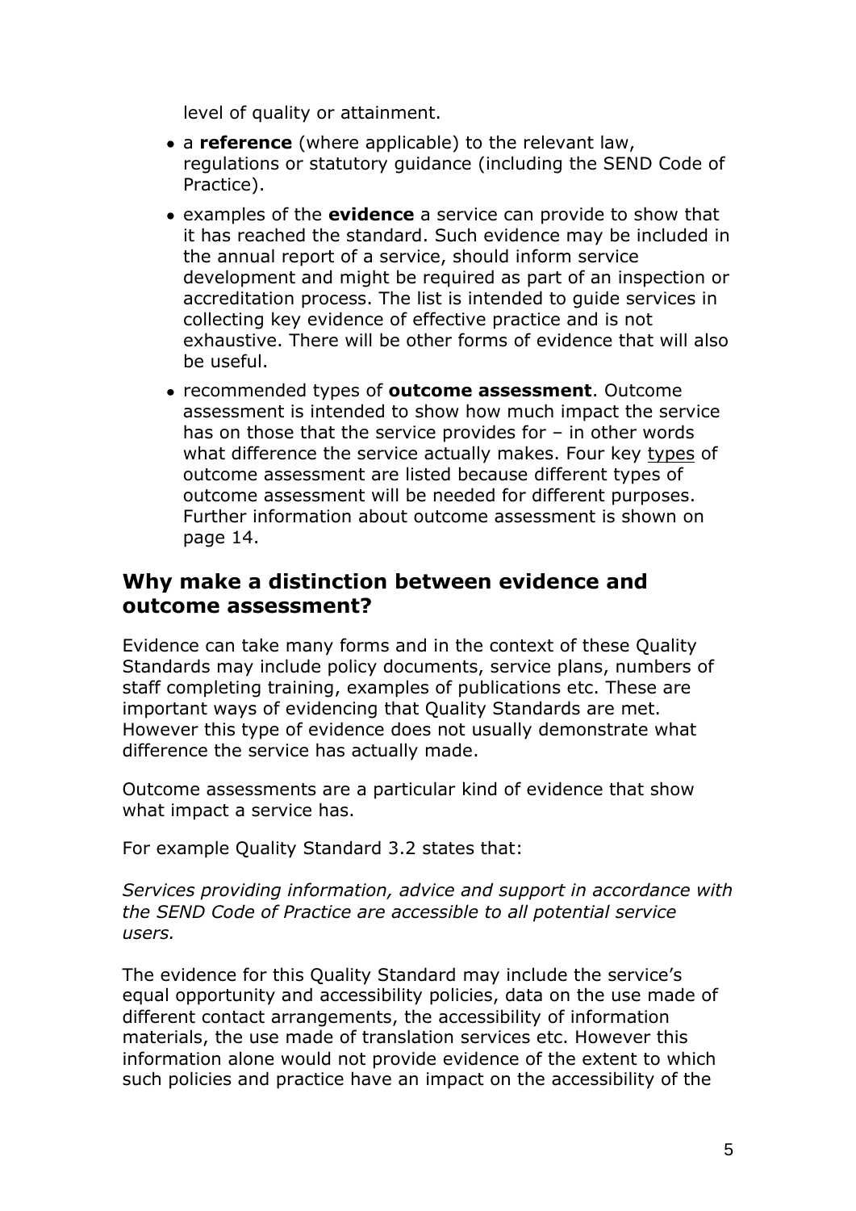level of quality or attainment.

- a **reference** (where applicable) to the relevant law, regulations or statutory guidance (including the SEND Code of Practice).
- examples of the **evidence** a service can provide to show that it has reached the standard. Such evidence may be included in the annual report of a service, should inform service development and might be required as part of an inspection or accreditation process. The list is intended to guide services in collecting key evidence of effective practice and is not exhaustive. There will be other forms of evidence that will also be useful.
- recommended types of **outcome assessment**. Outcome assessment is intended to show how much impact the service has on those that the service provides for – in other words what difference the service actually makes. Four key <u>types</u> of outcome assessment are listed because different types of outcome assessment will be needed for different purposes. Further information about outcome assessment is shown on page 14.

## Why make a distinction between evidence and outcome assessment?

Evidence can take many forms and in the context of these Quality Standards may include policy documents, service plans, numbers of staff completing training, examples of publications etc. These are important ways of evidencing that Quality Standards are met. However this type of evidence does not usually demonstrate what difference the service has actually made.

Outcome assessments are a particular kind of evidence that show what impact a service has.

For example Quality Standard 3.2 states that:

*Services providing information, advice and support in accordance with the SEND Code of Practice are accessible to all potential service users.*

The evidence for this Quality Standard may include the service's equal opportunity and accessibility policies, data on the use made of different contact arrangements, the accessibility of information materials, the use made of translation services etc. However this information alone would not provide evidence of the extent to which such policies and practice have an impact on the accessibility of the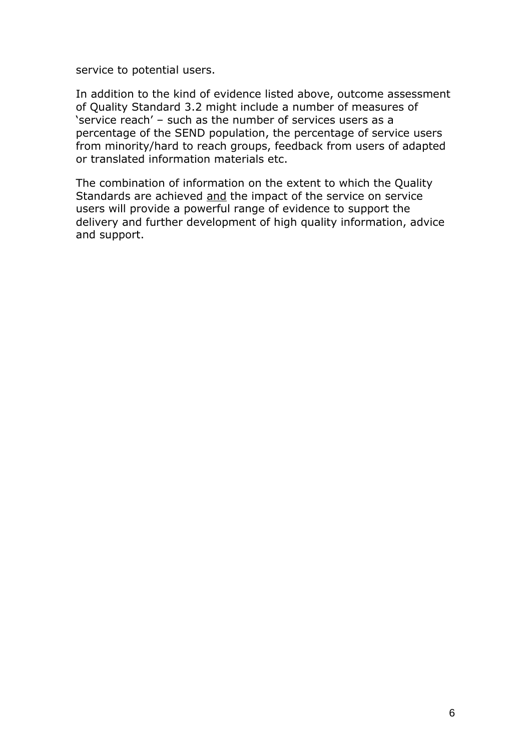service to potential users.

In addition to the kind of evidence listed above, outcome assessment of Quality Standard 3.2 might include a number of measures of 'service reach' – such as the number of services users as a percentage of the SEND population, the percentage of service users from minority/hard to reach groups, feedback from users of adapted or translated information materials etc.

The combination of information on the extent to which the Quality Standards are achieved <u>and</u> the impact of the service on service users will provide a powerful range of evidence to support the delivery and further development of high quality information, advice and support.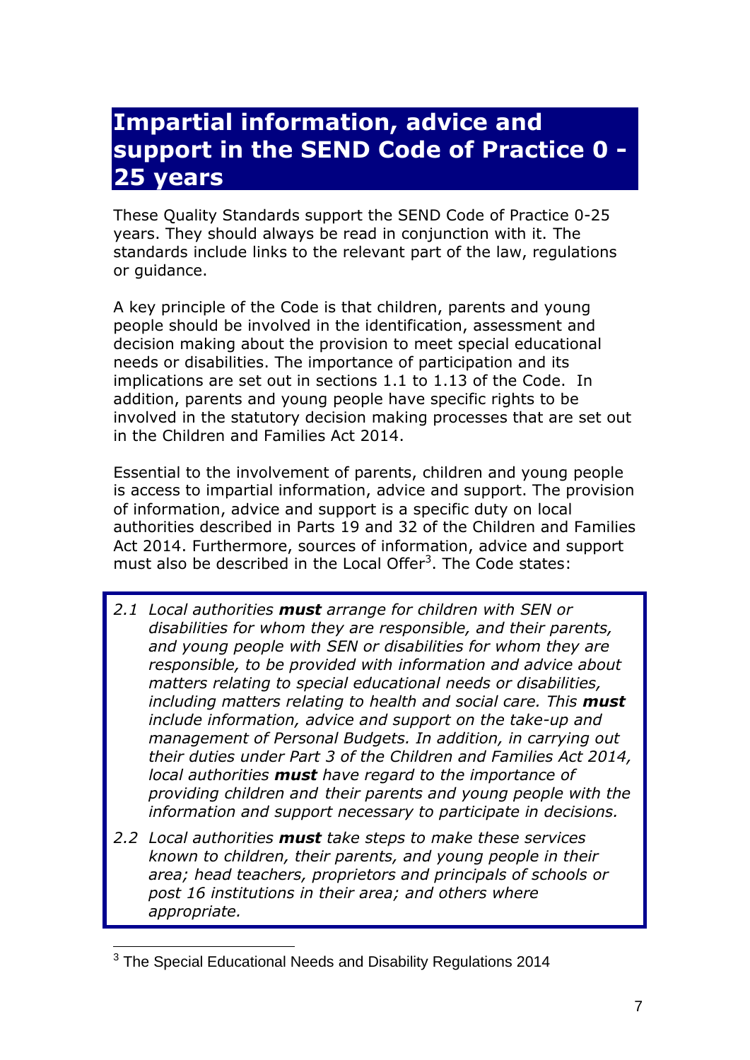# Impartial information, advice and support in the SEND Code of Practice 0 - 25 years

These Quality Standards support the SEND Code of Practice 0-25 years. They should always be read in conjunction with it. The standards include links to the relevant part of the law, regulations or guidance.

A key principle of the Code is that children, parents and young people should be involved in the identification, assessment and decision making about the provision to meet special educational needs or disabilities. The importance of participation and its implications are set out in sections 1.1 to 1.13 of the Code. In addition, parents and young people have specific rights to be involved in the statutory decision making processes that are set out in the Children and Families Act 2014.

Essential to the involvement of parents, children and young people is access to impartial information, advice and support. The provision of information, advice and support is a specific duty on local authorities described in Parts 19 and 32 of the Children and Families Act 2014. Furthermore, sources of information, advice and support must also be described in the Local Offer[3]. The Code states:

> 2.1 *Local authorities* ***must*** *arrange for children with SEN or disabilities for whom they are responsible, and their parents, and young people with SEN or disabilities for whom they are responsible, to be provided with information and advice about matters relating to special educational needs or disabilities, including matters relating to health and social care. This* ***must*** *include information, advice and support on the take-up and management of Personal Budgets. In addition, in carrying out their duties under Part 3 of the Children and Families Act 2014, local authorities* ***must*** *have regard to the importance of providing children and their parents and young people with the information and support necessary to participate in decisions.*
>
> 2.2 *Local authorities* ***must*** *take steps to make these services known to children, their parents, and young people in their area; head teachers, proprietors and principals of schools or post 16 institutions in their area; and others where appropriate.*

[3] The Special Educational Needs and Disability Regulations 2014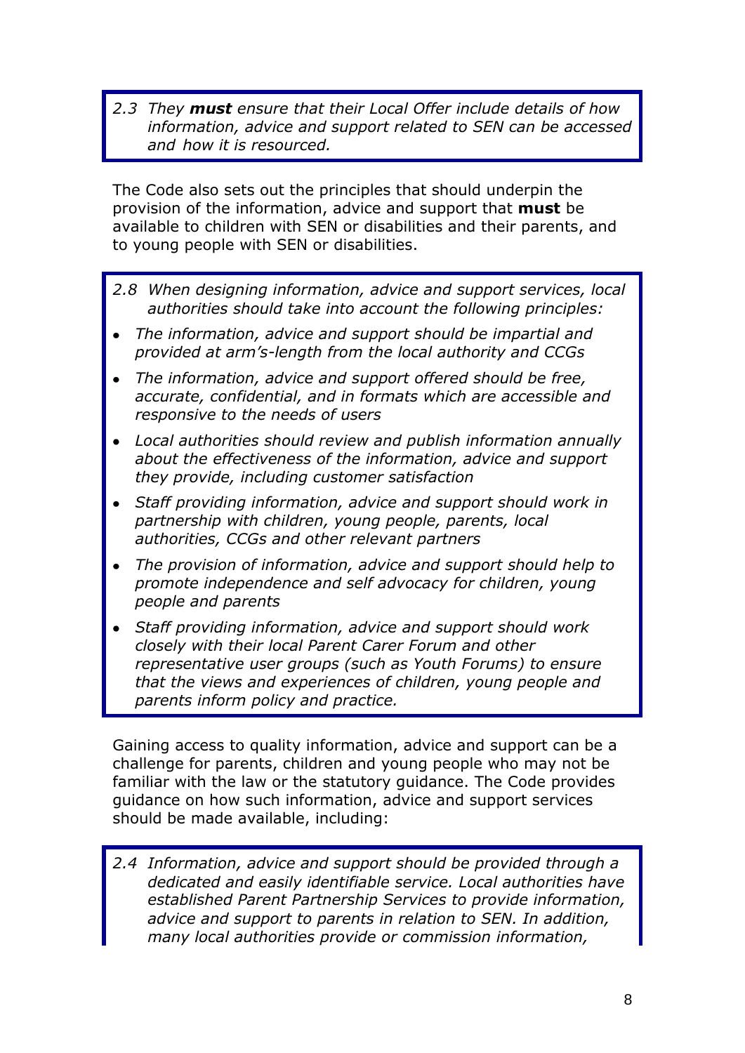> *2.3 They **must** ensure that their Local Offer include details of how information, advice and support related to SEN can be accessed and how it is resourced.*

The Code also sets out the principles that should underpin the provision of the information, advice and support that **must** be available to children with SEN or disabilities and their parents, and to young people with SEN or disabilities.

> *2.8 When designing information, advice and support services, local authorities should take into account the following principles:*
>
> - *The information, advice and support should be impartial and provided at arm's-length from the local authority and CCGs*
> - *The information, advice and support offered should be free, accurate, confidential, and in formats which are accessible and responsive to the needs of users*
> - *Local authorities should review and publish information annually about the effectiveness of the information, advice and support they provide, including customer satisfaction*
> - *Staff providing information, advice and support should work in partnership with children, young people, parents, local authorities, CCGs and other relevant partners*
> - *The provision of information, advice and support should help to promote independence and self advocacy for children, young people and parents*
> - *Staff providing information, advice and support should work closely with their local Parent Carer Forum and other representative user groups (such as Youth Forums) to ensure that the views and experiences of children, young people and parents inform policy and practice.*

Gaining access to quality information, advice and support can be a challenge for parents, children and young people who may not be familiar with the law or the statutory guidance. The Code provides guidance on how such information, advice and support services should be made available, including:

> *2.4 Information, advice and support should be provided through a dedicated and easily identifiable service. Local authorities have established Parent Partnership Services to provide information, advice and support to parents in relation to SEN. In addition, many local authorities provide or commission information,*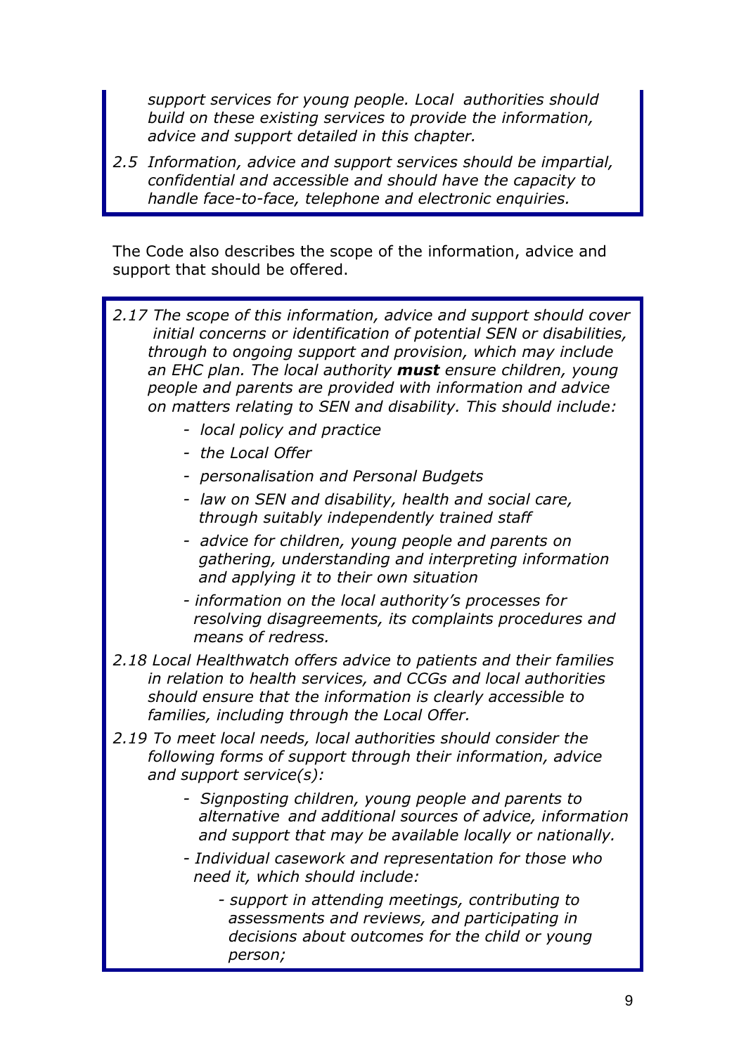*support services for young people. Local authorities should build on these existing services to provide the information, advice and support detailed in this chapter.*

*2.5 Information, advice and support services should be impartial, confidential and accessible and should have the capacity to handle face-to-face, telephone and electronic enquiries.*

The Code also describes the scope of the information, advice and support that should be offered.

*2.17 The scope of this information, advice and support should cover initial concerns or identification of potential SEN or disabilities, through to ongoing support and provision, which may include an EHC plan. The local authority* ***must*** *ensure children, young people and parents are provided with information and advice on matters relating to SEN and disability. This should include:*

- *local policy and practice*
- *the Local Offer*
- *personalisation and Personal Budgets*
- *law on SEN and disability, health and social care, through suitably independently trained staff*
- *advice for children, young people and parents on gathering, understanding and interpreting information and applying it to their own situation*
- *information on the local authority's processes for resolving disagreements, its complaints procedures and means of redress.*

*2.18 Local Healthwatch offers advice to patients and their families in relation to health services, and CCGs and local authorities should ensure that the information is clearly accessible to families, including through the Local Offer.*

*2.19 To meet local needs, local authorities should consider the following forms of support through their information, advice and support service(s):*

- *Signposting children, young people and parents to alternative and additional sources of advice, information and support that may be available locally or nationally.*
- *Individual casework and representation for those who need it, which should include:*
  - *support in attending meetings, contributing to assessments and reviews, and participating in decisions about outcomes for the child or young person;*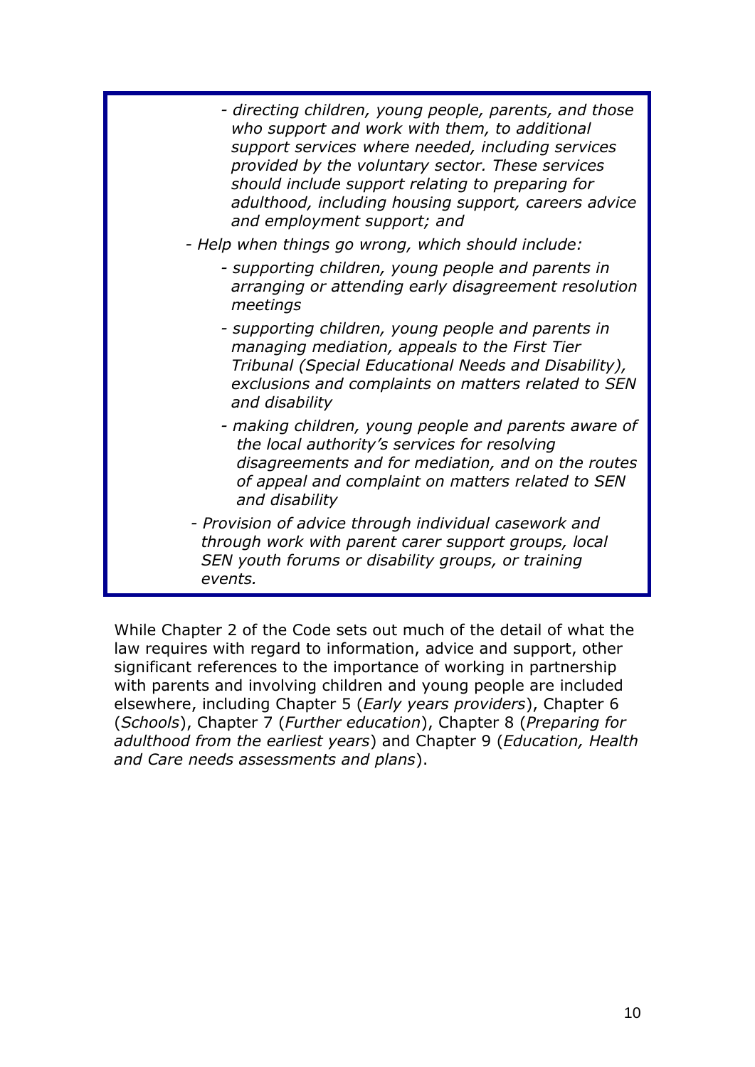> - *directing children, young people, parents, and those who support and work with them, to additional support services where needed, including services provided by the voluntary sector. These services should include support relating to preparing for adulthood, including housing support, careers advice and employment support; and*
>
> - *Help when things go wrong, which should include:*
>     - *supporting children, young people and parents in arranging or attending early disagreement resolution meetings*
>     - *supporting children, young people and parents in managing mediation, appeals to the First Tier Tribunal (Special Educational Needs and Disability), exclusions and complaints on matters related to SEN and disability*
>     - *making children, young people and parents aware of the local authority's services for resolving disagreements and for mediation, and on the routes of appeal and complaint on matters related to SEN and disability*
>
> - *Provision of advice through individual casework and through work with parent carer support groups, local SEN youth forums or disability groups, or training events.*

While Chapter 2 of the Code sets out much of the detail of what the law requires with regard to information, advice and support, other significant references to the importance of working in partnership with parents and involving children and young people are included elsewhere, including Chapter 5 (*Early years providers*), Chapter 6 (*Schools*), Chapter 7 (*Further education*), Chapter 8 (*Preparing for adulthood from the earliest years*) and Chapter 9 (*Education, Health and Care needs assessments and plans*).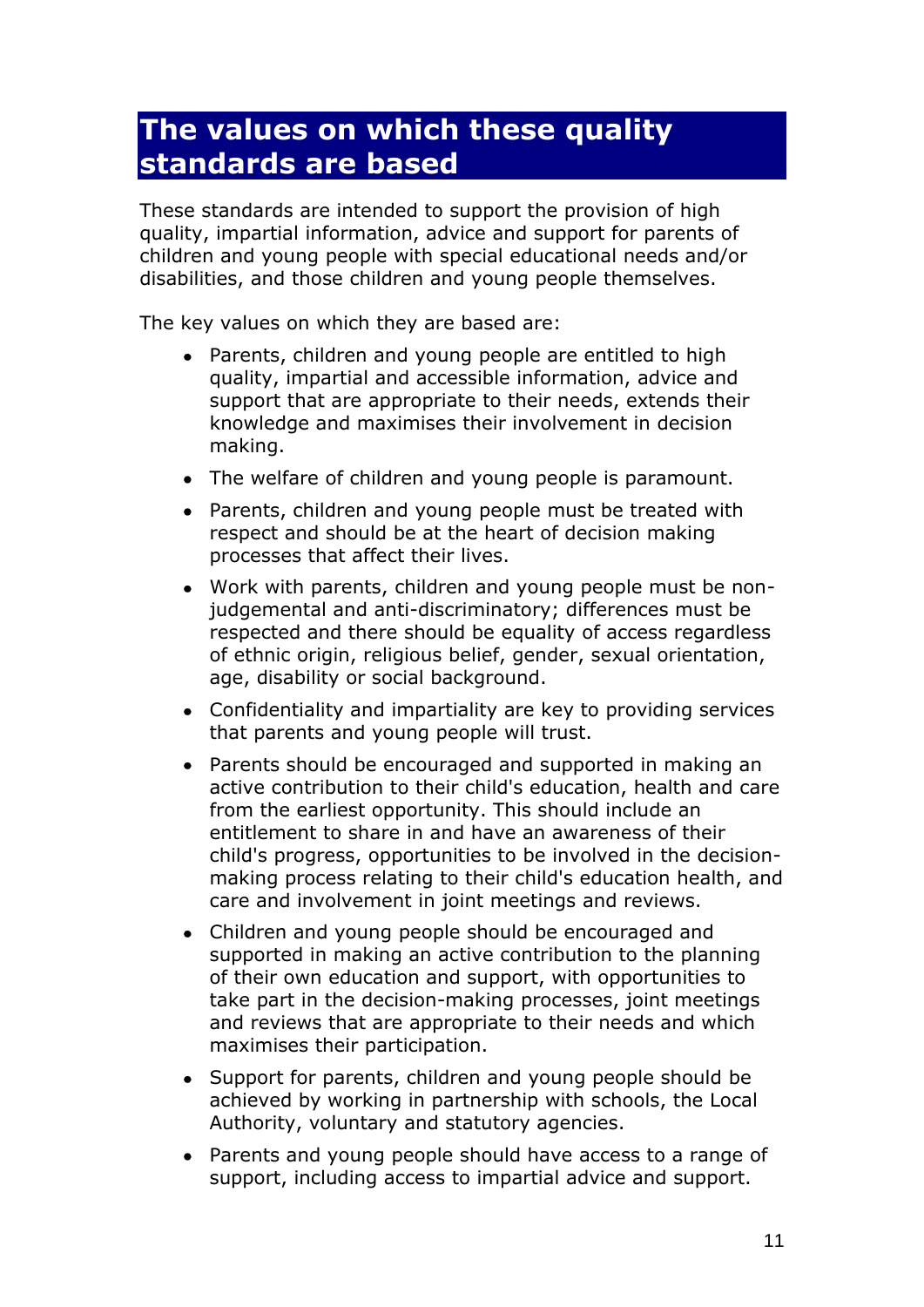# The values on which these quality standards are based

These standards are intended to support the provision of high quality, impartial information, advice and support for parents of children and young people with special educational needs and/or disabilities, and those children and young people themselves.

The key values on which they are based are:

- Parents, children and young people are entitled to high quality, impartial and accessible information, advice and support that are appropriate to their needs, extends their knowledge and maximises their involvement in decision making.
- The welfare of children and young people is paramount.
- Parents, children and young people must be treated with respect and should be at the heart of decision making processes that affect their lives.
- Work with parents, children and young people must be non-judgemental and anti-discriminatory; differences must be respected and there should be equality of access regardless of ethnic origin, religious belief, gender, sexual orientation, age, disability or social background.
- Confidentiality and impartiality are key to providing services that parents and young people will trust.
- Parents should be encouraged and supported in making an active contribution to their child's education, health and care from the earliest opportunity. This should include an entitlement to share in and have an awareness of their child's progress, opportunities to be involved in the decision-making process relating to their child's education health, and care and involvement in joint meetings and reviews.
- Children and young people should be encouraged and supported in making an active contribution to the planning of their own education and support, with opportunities to take part in the decision-making processes, joint meetings and reviews that are appropriate to their needs and which maximises their participation.
- Support for parents, children and young people should be achieved by working in partnership with schools, the Local Authority, voluntary and statutory agencies.
- Parents and young people should have access to a range of support, including access to impartial advice and support.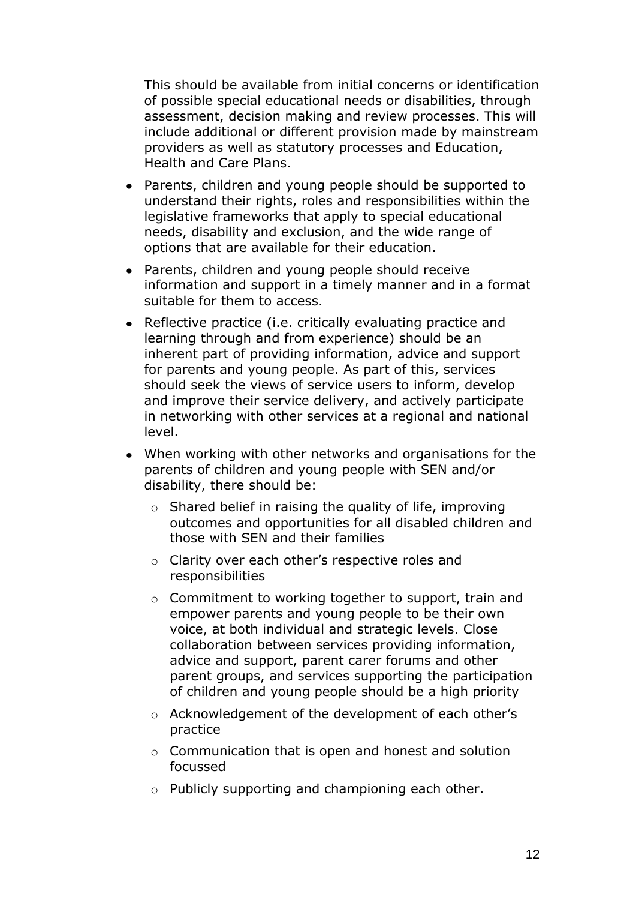This should be available from initial concerns or identification of possible special educational needs or disabilities, through assessment, decision making and review processes. This will include additional or different provision made by mainstream providers as well as statutory processes and Education, Health and Care Plans.

- Parents, children and young people should be supported to understand their rights, roles and responsibilities within the legislative frameworks that apply to special educational needs, disability and exclusion, and the wide range of options that are available for their education.
- Parents, children and young people should receive information and support in a timely manner and in a format suitable for them to access.
- Reflective practice (i.e. critically evaluating practice and learning through and from experience) should be an inherent part of providing information, advice and support for parents and young people. As part of this, services should seek the views of service users to inform, develop and improve their service delivery, and actively participate in networking with other services at a regional and national level.
- When working with other networks and organisations for the parents of children and young people with SEN and/or disability, there should be:
  - Shared belief in raising the quality of life, improving outcomes and opportunities for all disabled children and those with SEN and their families
  - Clarity over each other's respective roles and responsibilities
  - Commitment to working together to support, train and empower parents and young people to be their own voice, at both individual and strategic levels. Close collaboration between services providing information, advice and support, parent carer forums and other parent groups, and services supporting the participation of children and young people should be a high priority
  - Acknowledgement of the development of each other's practice
  - Communication that is open and honest and solution focussed
  - Publicly supporting and championing each other.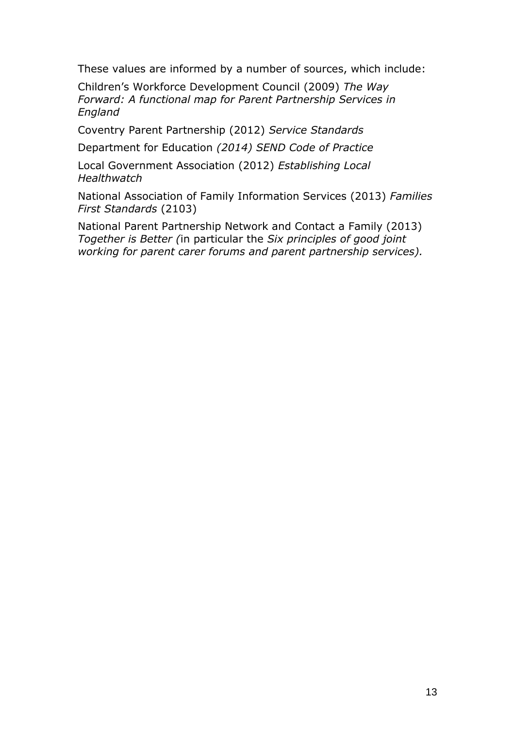These values are informed by a number of sources, which include:

Children's Workforce Development Council (2009) *The Way Forward: A functional map for Parent Partnership Services in England*

Coventry Parent Partnership (2012) *Service Standards*

Department for Education *(2014) SEND Code of Practice*

Local Government Association (2012) *Establishing Local Healthwatch*

National Association of Family Information Services (2013) *Families First Standards* (2103)

National Parent Partnership Network and Contact a Family (2013) *Together is Better (*in particular the *Six principles of good joint working for parent carer forums and parent partnership services).*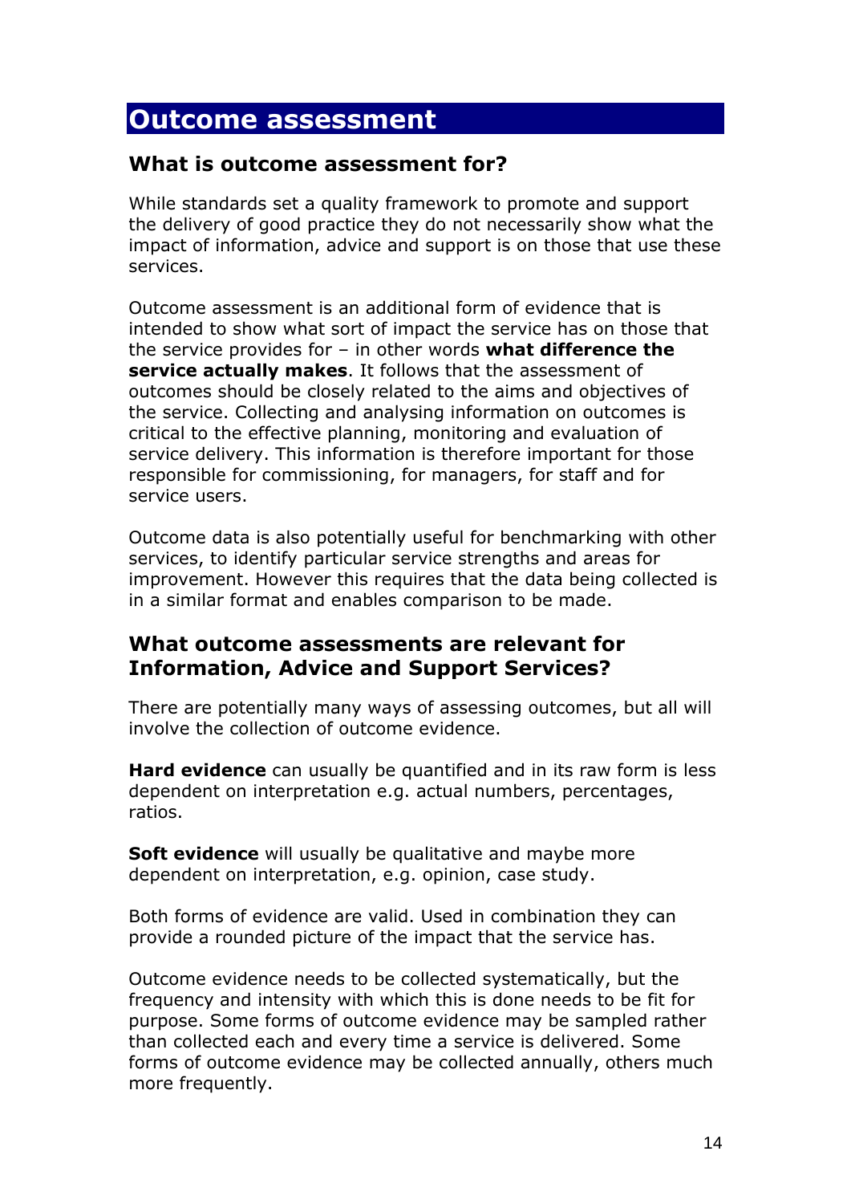# Outcome assessment

## What is outcome assessment for?

While standards set a quality framework to promote and support the delivery of good practice they do not necessarily show what the impact of information, advice and support is on those that use these services.

Outcome assessment is an additional form of evidence that is intended to show what sort of impact the service has on those that the service provides for – in other words **what difference the service actually makes**. It follows that the assessment of outcomes should be closely related to the aims and objectives of the service. Collecting and analysing information on outcomes is critical to the effective planning, monitoring and evaluation of service delivery. This information is therefore important for those responsible for commissioning, for managers, for staff and for service users.

Outcome data is also potentially useful for benchmarking with other services, to identify particular service strengths and areas for improvement. However this requires that the data being collected is in a similar format and enables comparison to be made.

## What outcome assessments are relevant for Information, Advice and Support Services?

There are potentially many ways of assessing outcomes, but all will involve the collection of outcome evidence.

**Hard evidence** can usually be quantified and in its raw form is less dependent on interpretation e.g. actual numbers, percentages, ratios.

**Soft evidence** will usually be qualitative and maybe more dependent on interpretation, e.g. opinion, case study.

Both forms of evidence are valid. Used in combination they can provide a rounded picture of the impact that the service has.

Outcome evidence needs to be collected systematically, but the frequency and intensity with which this is done needs to be fit for purpose. Some forms of outcome evidence may be sampled rather than collected each and every time a service is delivered. Some forms of outcome evidence may be collected annually, others much more frequently.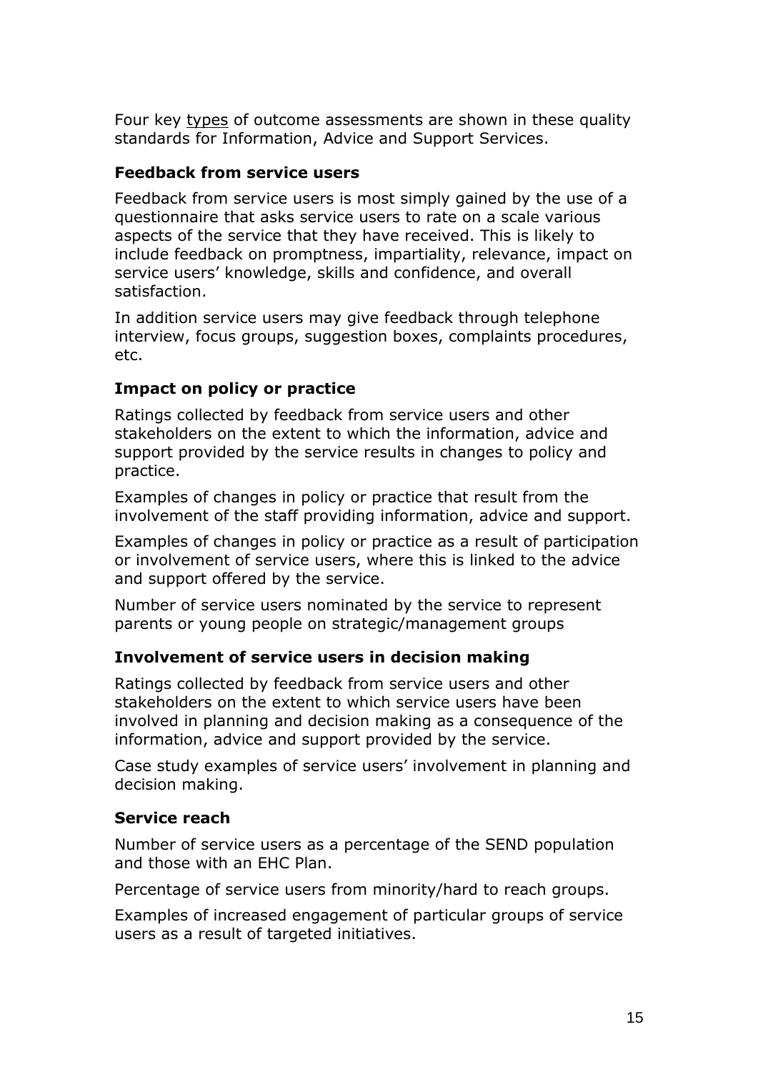Four key <u>types</u> of outcome assessments are shown in these quality standards for Information, Advice and Support Services.

**Feedback from service users**

Feedback from service users is most simply gained by the use of a questionnaire that asks service users to rate on a scale various aspects of the service that they have received. This is likely to include feedback on promptness, impartiality, relevance, impact on service users' knowledge, skills and confidence, and overall satisfaction.

In addition service users may give feedback through telephone interview, focus groups, suggestion boxes, complaints procedures, etc.

**Impact on policy or practice**

Ratings collected by feedback from service users and other stakeholders on the extent to which the information, advice and support provided by the service results in changes to policy and practice.

Examples of changes in policy or practice that result from the involvement of the staff providing information, advice and support.

Examples of changes in policy or practice as a result of participation or involvement of service users, where this is linked to the advice and support offered by the service.

Number of service users nominated by the service to represent parents or young people on strategic/management groups

**Involvement of service users in decision making**

Ratings collected by feedback from service users and other stakeholders on the extent to which service users have been involved in planning and decision making as a consequence of the information, advice and support provided by the service.

Case study examples of service users' involvement in planning and decision making.

**Service reach**

Number of service users as a percentage of the SEND population and those with an EHC Plan.

Percentage of service users from minority/hard to reach groups.

Examples of increased engagement of particular groups of service users as a result of targeted initiatives.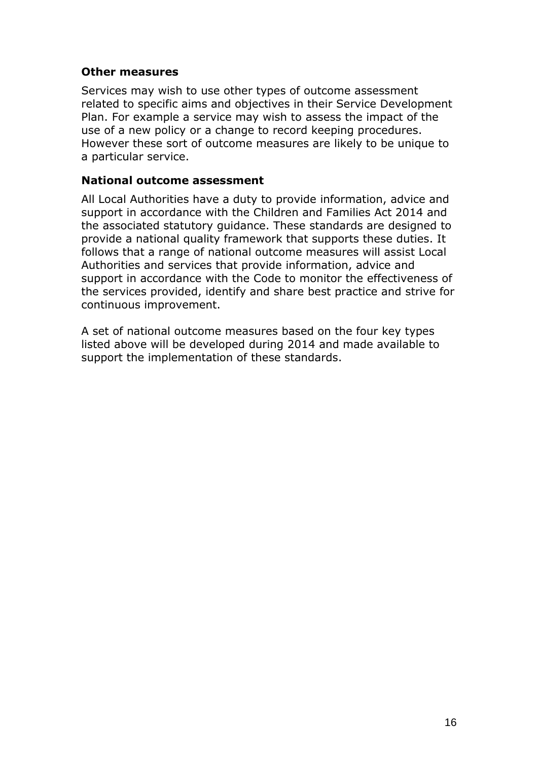### Other measures

Services may wish to use other types of outcome assessment related to specific aims and objectives in their Service Development Plan. For example a service may wish to assess the impact of the use of a new policy or a change to record keeping procedures. However these sort of outcome measures are likely to be unique to a particular service.

### National outcome assessment

All Local Authorities have a duty to provide information, advice and support in accordance with the Children and Families Act 2014 and the associated statutory guidance. These standards are designed to provide a national quality framework that supports these duties. It follows that a range of national outcome measures will assist Local Authorities and services that provide information, advice and support in accordance with the Code to monitor the effectiveness of the services provided, identify and share best practice and strive for continuous improvement.

A set of national outcome measures based on the four key types listed above will be developed during 2014 and made available to support the implementation of these standards.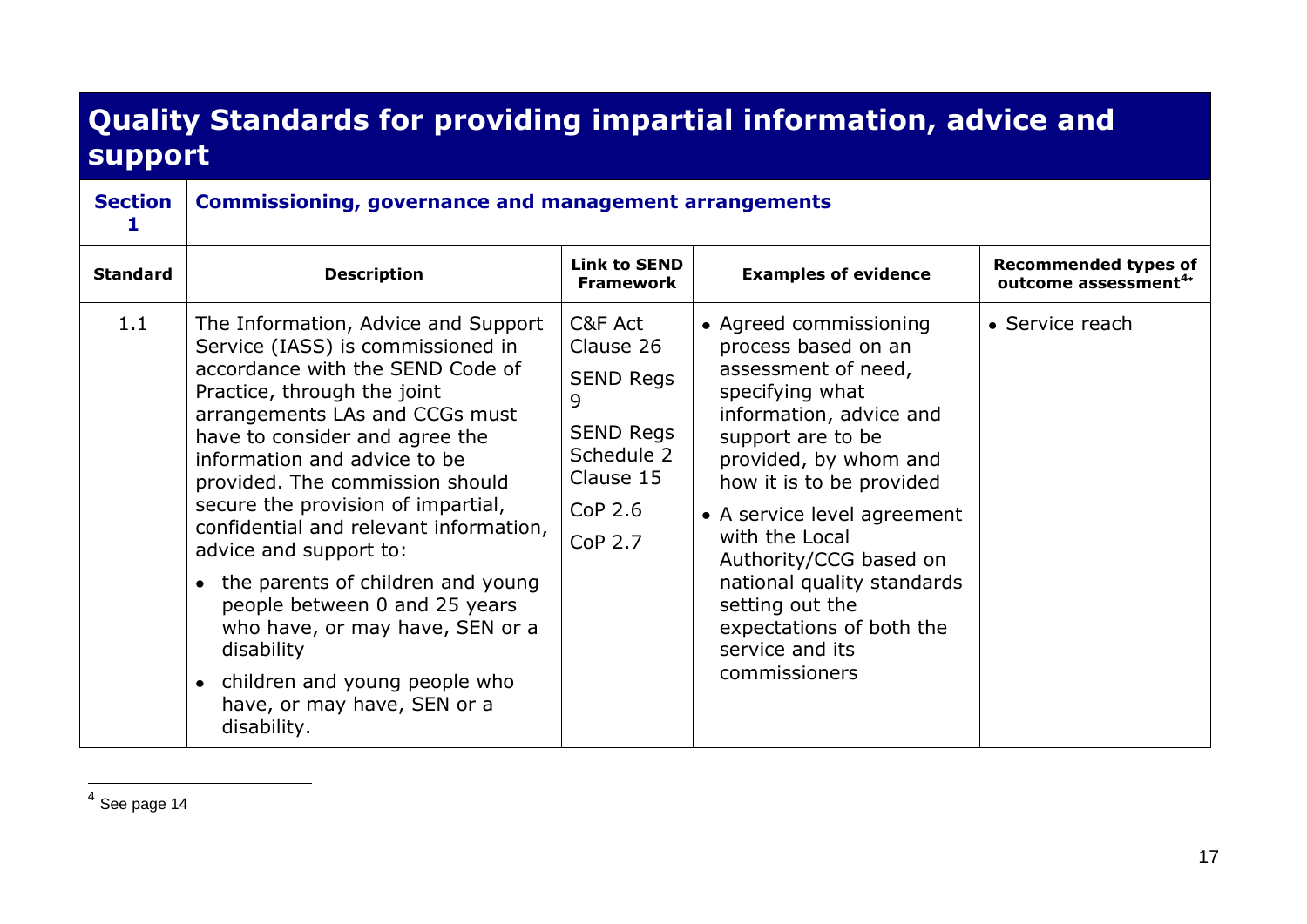# Quality Standards for providing impartial information, advice and support

| **Section 1** | **Commissioning, governance and management arrangements** | | | |
|---|---|---|---|---|
| **Standard** | **Description** | **Link to SEND Framework** | **Examples of evidence** | **Recommended types of outcome assessment[4*]** |
| 1.1 | The Information, Advice and Support Service (IASS) is commissioned in accordance with the SEND Code of Practice, through the joint arrangements LAs and CCGs must have to consider and agree the information and advice to be provided. The commission should secure the provision of impartial, confidential and relevant information, advice and support to:<br>• the parents of children and young people between 0 and 25 years who have, or may have, SEN or a disability<br>• children and young people who have, or may have SEN or a disability. | C&F Act Clause 26<br>SEND Regs 9<br>SEND Regs Schedule 2 Clause 15<br>CoP 2.6<br>CoP 2.7 | • Agreed commissioning process based on an assessment of need, specifying what information, advice and support are to be provided, by whom and how it is to be provided<br>• A service level agreement with the Local Authority/CCG based on national quality standards setting out the expectations of both the service and its commissioners | • Service reach |

[4] See page 14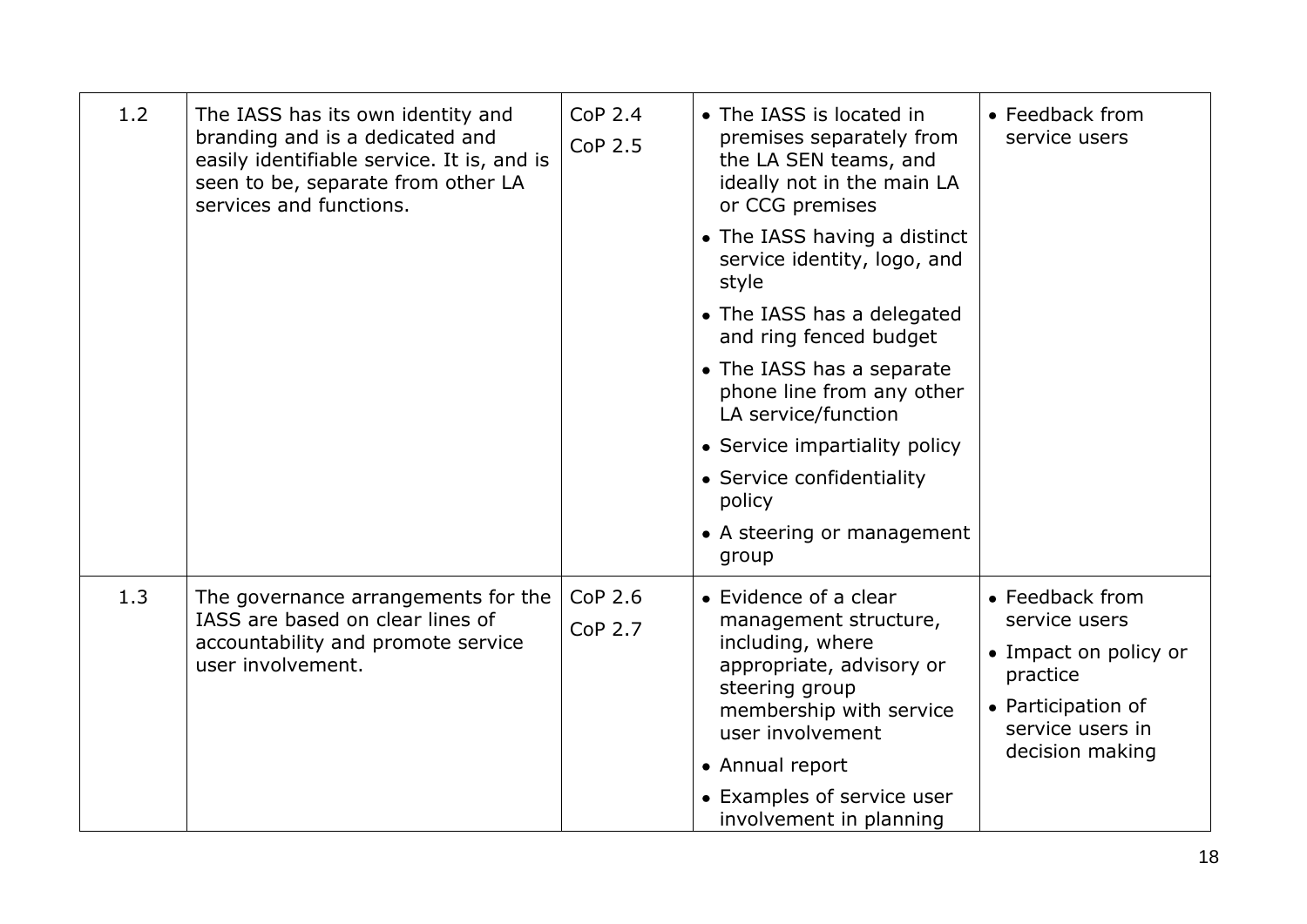| | | | | |
|---|---|---|---|---|
| 1.2 | The IASS has its own identity and branding and is a dedicated and easily identifiable service. It is, and is seen to be, separate from other LA services and functions. | CoP 2.4<br>CoP 2.5 | • The IASS is located in premises separately from the LA SEN teams, and ideally not in the main LA or CCG premises<br>• The IASS having a distinct service identity, logo, and style<br>• The IASS has a delegated and ring fenced budget<br>• The IASS has a separate phone line from any other LA service/function<br>• Service impartiality policy<br>• Service confidentiality policy<br>• A steering or management group | • Feedback from service users |
| 1.3 | The governance arrangements for the IASS are based on clear lines of accountability and promote service user involvement. | CoP 2.6<br>CoP 2.7 | • Evidence of a clear management structure, including, where appropriate, advisory or steering group membership with service user involvement<br>• Annual report<br>• Examples of service user involvement in planning | • Feedback from service users<br>• Impact on policy or practice<br>• Participation of service users in decision making |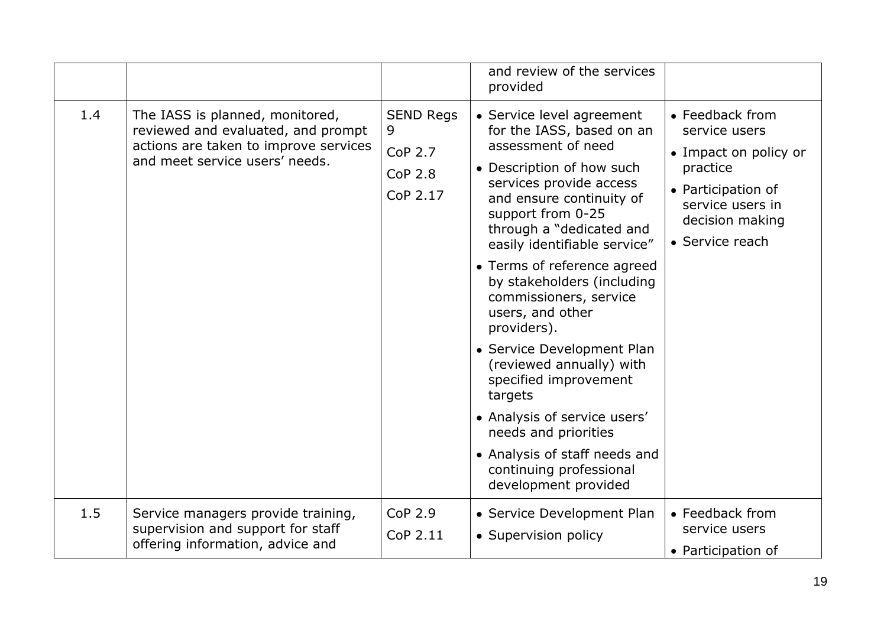| | | | and review of the services provided | |
|---|---|---|---|---|
| 1.4 | The IASS is planned, monitored, reviewed and evaluated, and prompt actions are taken to improve services and meet service users' needs. | SEND Regs 9<br>CoP 2.7<br>CoP 2.8<br>CoP 2.17 | • Service level agreement for the IASS, based on an assessment of need<br>• Description of how such services provide access and ensure continuity of support from 0-25 through a "dedicated and easily identifiable service"<br>• Terms of reference agreed by stakeholders (including commissioners, service users, and other providers).<br>• Service Development Plan (reviewed annually) with specified improvement targets<br>• Analysis of service users' needs and priorities<br>• Analysis of staff needs and continuing professional development provided | • Feedback from service users<br>• Impact on policy or practice<br>• Participation of service users in decision making<br>• Service reach |
| 1.5 | Service managers provide training, supervision and support for staff offering information, advice and | CoP 2.9<br>CoP 2.11 | • Service Development Plan<br>• Supervision policy | • Feedback from service users<br>• Participation of |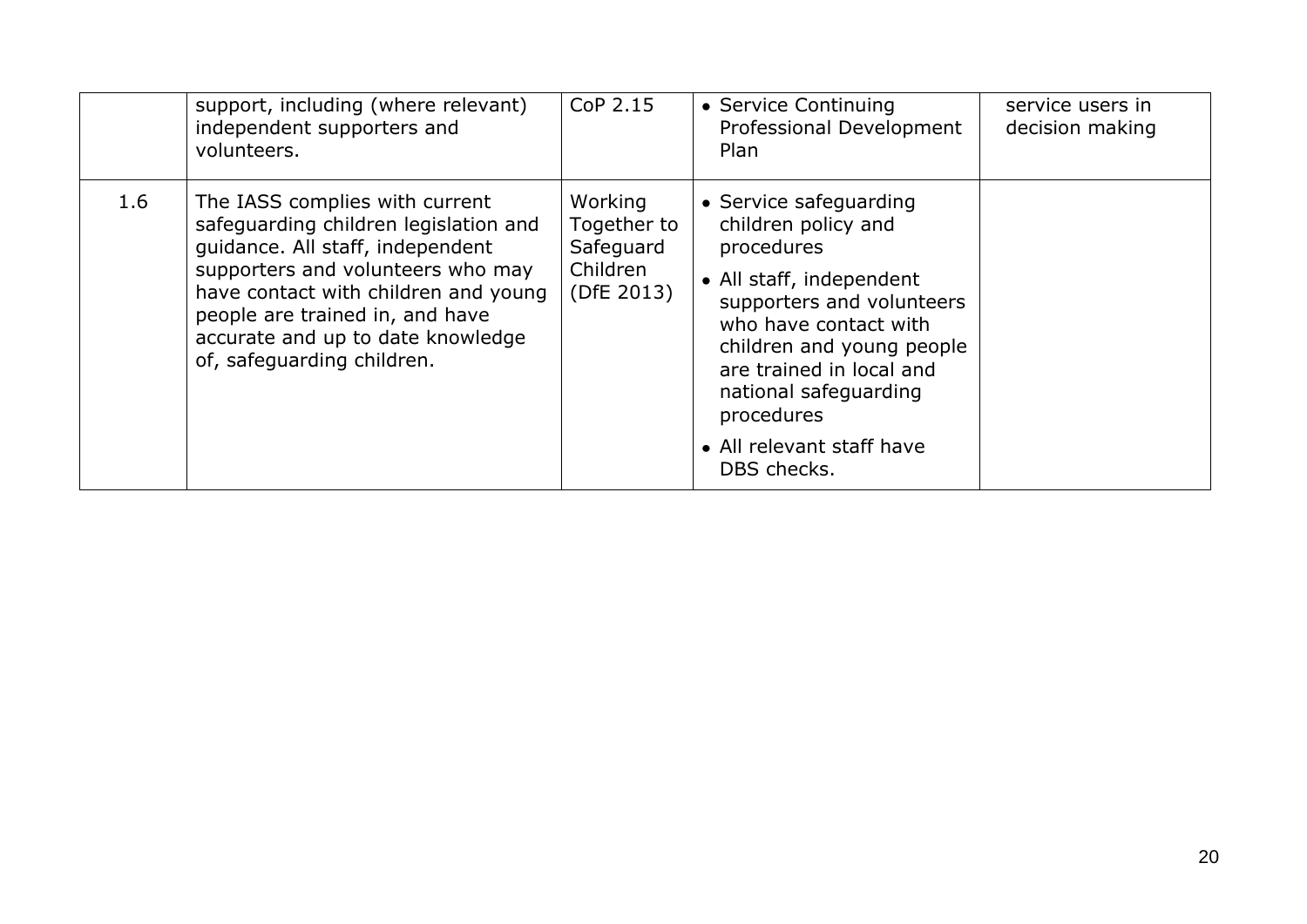| | | | | |
|---|---|---|---|---|
| | support, including (where relevant) independent supporters and volunteers. | CoP 2.15 | • Service Continuing Professional Development Plan | service users in decision making |
| 1.6 | The IASS complies with current safeguarding children legislation and guidance. All staff, independent supporters and volunteers who may have contact with children and young people are trained in, and have accurate and up to date knowledge of, safeguarding children. | Working Together to Safeguard Children (DfE 2013) | • Service safeguarding children policy and procedures<br>• All staff, independent supporters and volunteers who have contact with children and young people are trained in local and national safeguarding procedures<br>• All relevant staff have DBS checks. | |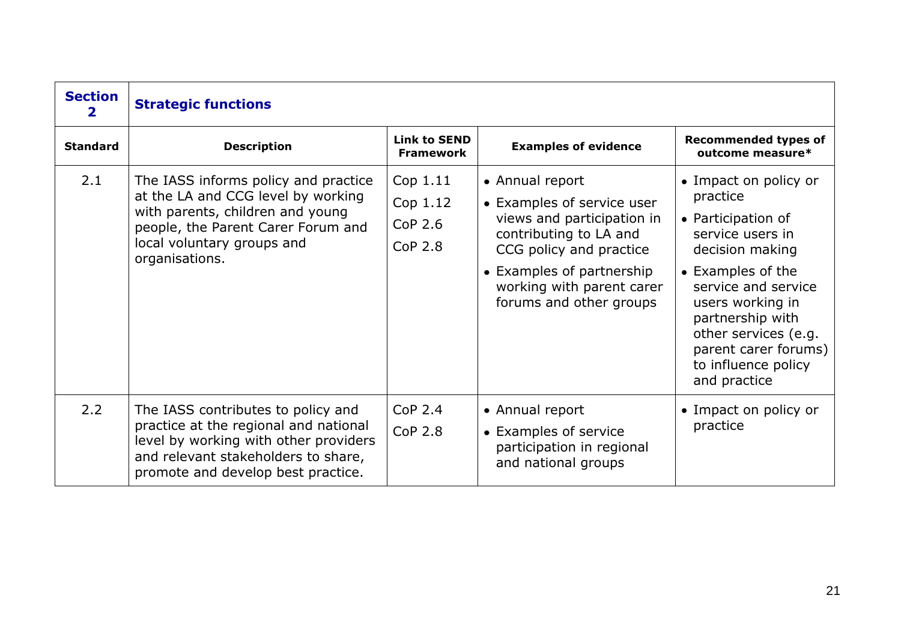| **Section 2** | **Strategic functions** | | | |
|---|---|---|---|---|
| **Standard** | **Description** | **Link to SEND Framework** | **Examples of evidence** | **Recommended types of outcome measure*** |
| 2.1 | The IASS informs policy and practice at the LA and CCG level by working with parents, children and young people, the Parent Carer Forum and local voluntary groups and organisations. | Cop 1.11<br>Cop 1.12<br>CoP 2.6<br>CoP 2.8 | • Annual report<br>• Examples of service user views and participation in contributing to LA and CCG policy and practice<br>• Examples of partnership working with parent carer forums and other groups | • Impact on policy or practice<br>• Participation of service users in decision making<br>• Examples of the service and service users working in partnership with other services (e.g. parent carer forums) to influence policy and practice |
| 2.2 | The IASS contributes to policy and practice at the regional and national level by working with other providers and relevant stakeholders to share, promote and develop best practice. | CoP 2.4<br>CoP 2.8 | • Annual report<br>• Examples of service participation in regional and national groups | • Impact on policy or practice |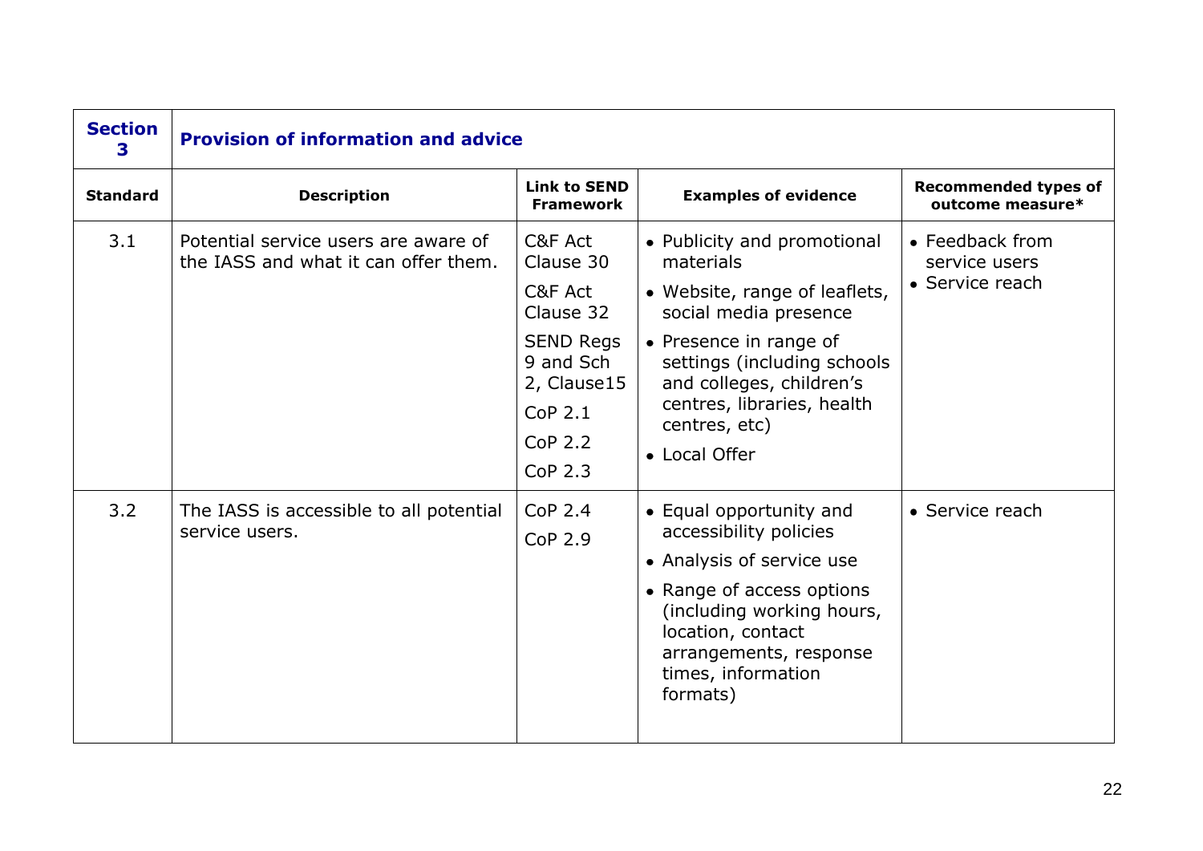| Section 3 | Provision of information and advice | | | |
|---|---|---|---|---|
| **Standard** | **Description** | **Link to SEND Framework** | **Examples of evidence** | **Recommended types of outcome measure*** |
| 3.1 | Potential service users are aware of the IASS and what it can offer them. | C&F Act Clause 30<br>C&F Act Clause 32<br>SEND Regs 9 and Sch 2, Clause15<br>CoP 2.1<br>CoP 2.2<br>CoP 2.3 | • Publicity and promotional materials<br>• Website, range of leaflets, social media presence<br>• Presence in range of settings (including schools and colleges, children's centres, libraries, health centres, etc)<br>• Local Offer | • Feedback from service users<br>• Service reach |
| 3.2 | The IASS is accessible to all potential service users. | CoP 2.4<br>CoP 2.9 | • Equal opportunity and accessibility policies<br>• Analysis of service use<br>• Range of access options (including working hours, location, contact arrangements, response times, information formats) | • Service reach |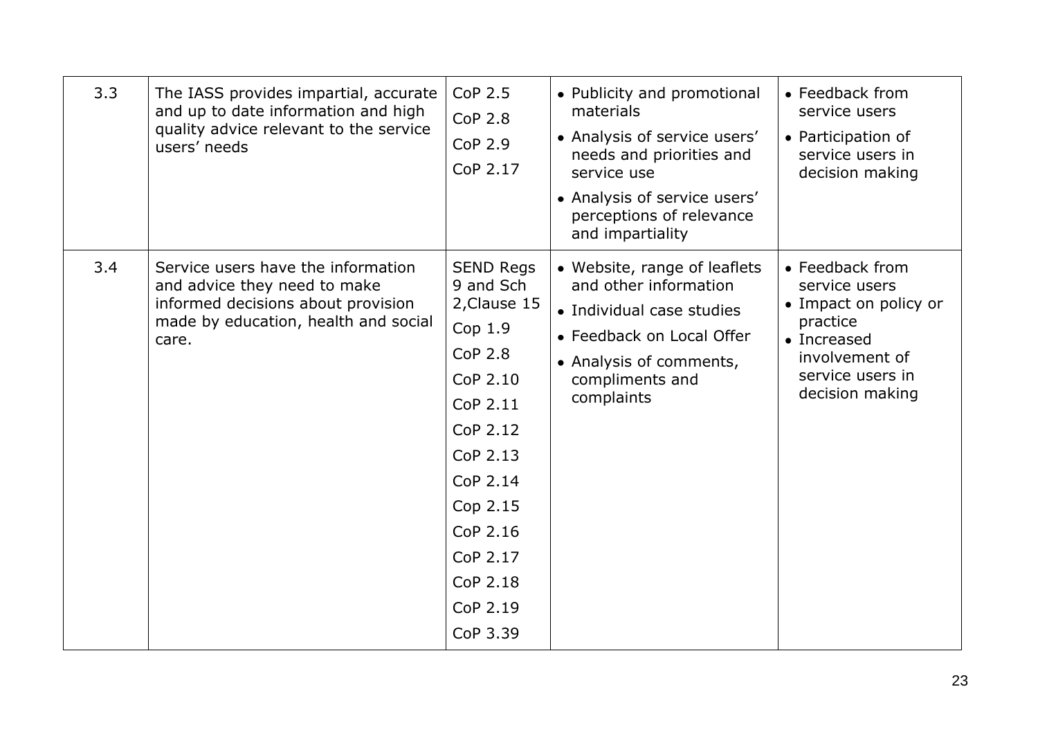| 3.3 | The IASS provides impartial, accurate and up to date information and high quality advice relevant to the service users' needs | CoP 2.5<br>CoP 2.8<br>CoP 2.9<br>CoP 2.17 | • Publicity and promotional materials<br>• Analysis of service users' needs and priorities and service use<br>• Analysis of service users' perceptions of relevance and impartiality | • Feedback from service users<br>• Participation of service users in decision making |
|---|---|---|---|---|
| 3.4 | Service users have the information and advice they need to make informed decisions about provision made by education, health and social care. | SEND Regs 9 and Sch 2,Clause 15<br>Cop 1.9<br>CoP 2.8<br>CoP 2.10<br>CoP 2.11<br>CoP 2.12<br>CoP 2.13<br>CoP 2.14<br>Cop 2.15<br>CoP 2.16<br>CoP 2.17<br>CoP 2.18<br>CoP 2.19<br>CoP 3.39 | • Website, range of leaflets and other information<br>• Individual case studies<br>• Feedback on Local Offer<br>• Analysis of comments, compliments and complaints | • Feedback from service users<br>• Impact on policy or practice<br>• Increased involvement of service users in decision making |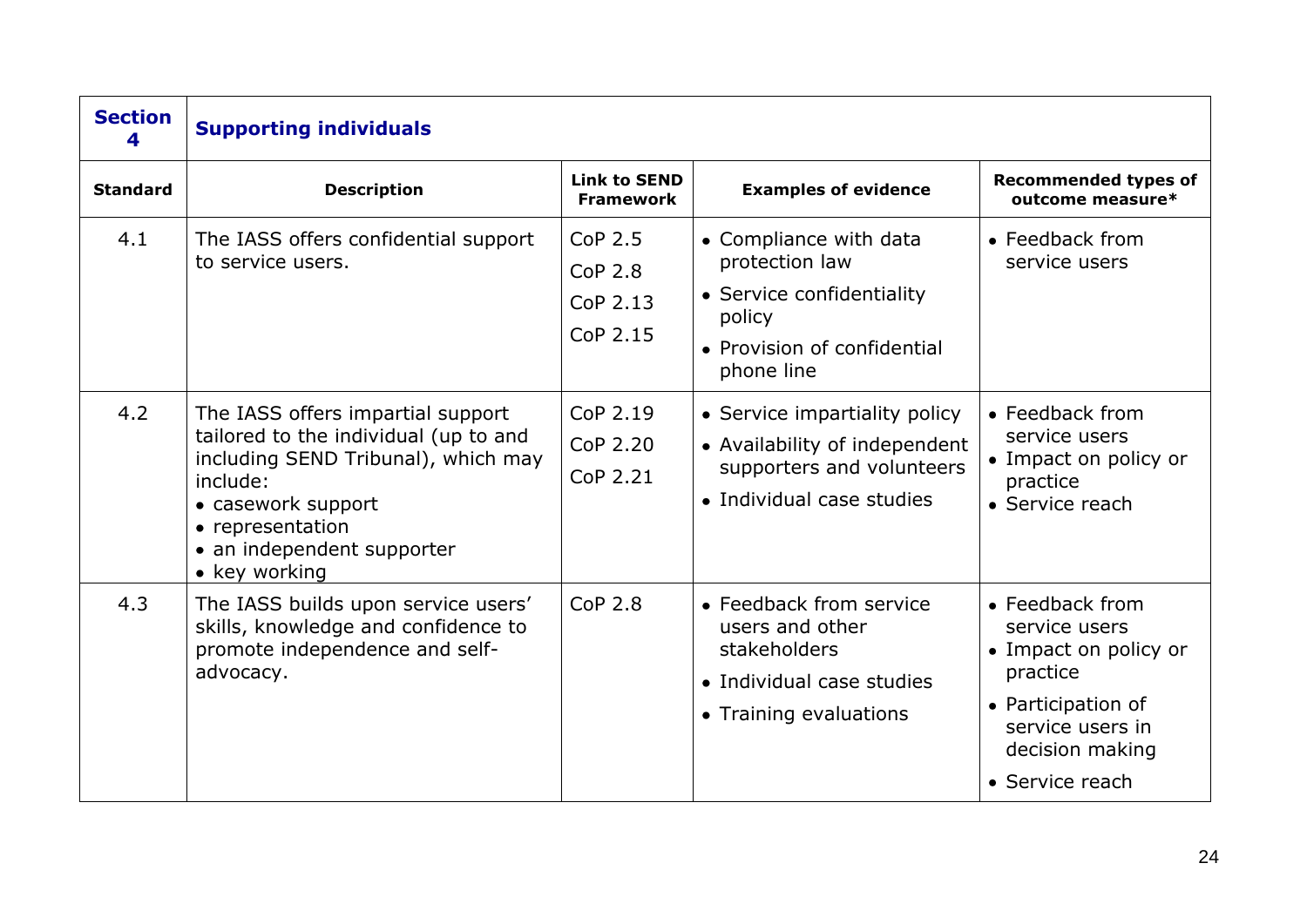| **Section 4** | **Supporting individuals** | | | |
|---|---|---|---|---|
| **Standard** | **Description** | **Link to SEND Framework** | **Examples of evidence** | **Recommended types of outcome measure*** |
| 4.1 | The IASS offers confidential support to service users. | CoP 2.5<br>CoP 2.8<br>CoP 2.13<br>CoP 2.15 | • Compliance with data protection law<br>• Service confidentiality policy<br>• Provision of confidential phone line | • Feedback from service users |
| 4.2 | The IASS offers impartial support tailored to the individual (up to and including SEND Tribunal), which may include:<br>• casework support<br>• representation<br>• an independent supporter<br>• key working | CoP 2.19<br>CoP 2.20<br>CoP 2.21 | • Service impartiality policy<br>• Availability of independent supporters and volunteers<br>• Individual case studies | • Feedback from service users<br>• Impact on policy or practice<br>• Service reach |
| 4.3 | The IASS builds upon service users' skills, knowledge and confidence to promote independence and self-advocacy. | CoP 2.8 | • Feedback from service users and other stakeholders<br>• Individual case studies<br>• Training evaluations | • Feedback from service users<br>• Impact on policy or practice<br>• Participation of service users in decision making<br>• Service reach |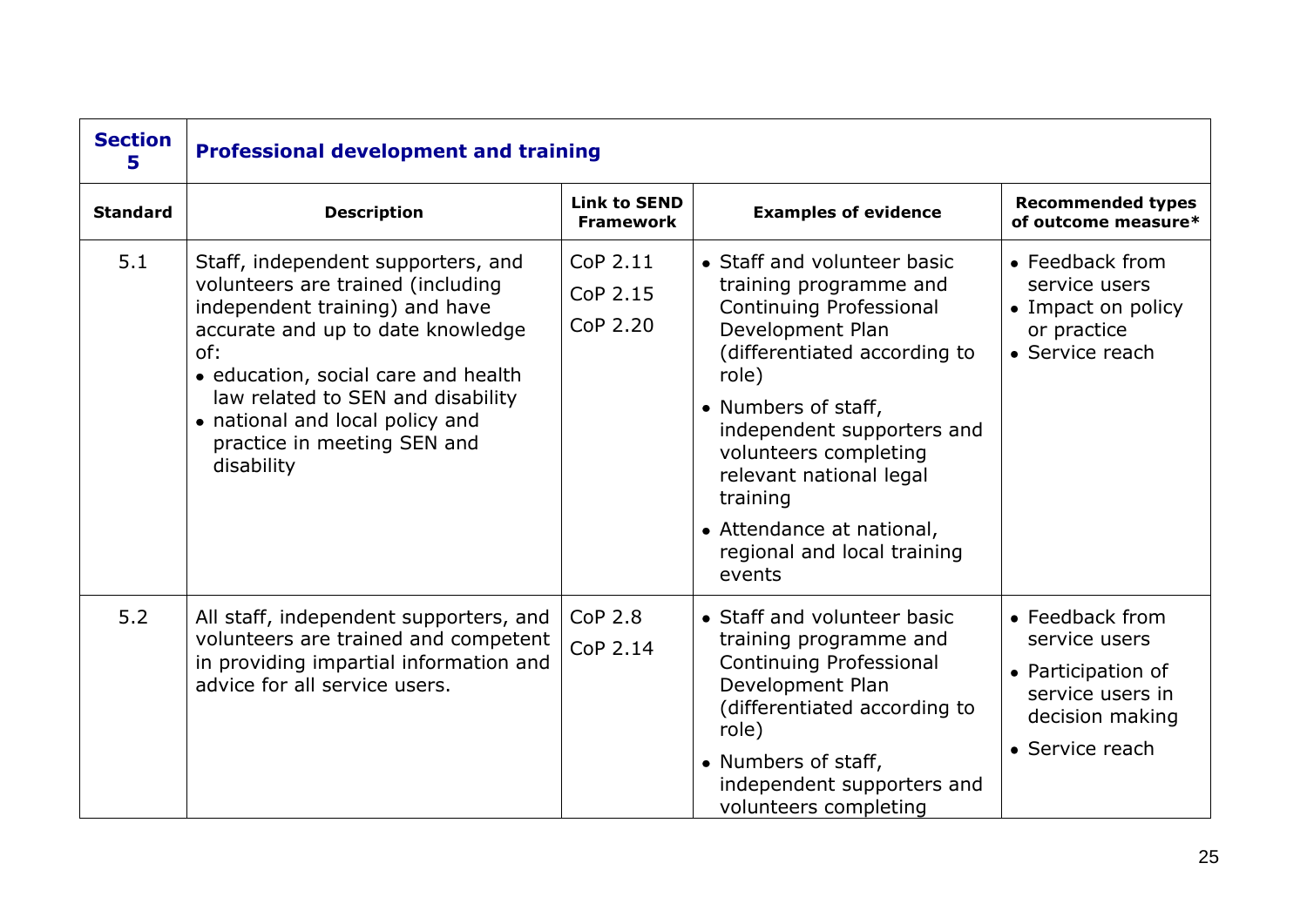| Section 5 | Professional development and training | | | |
|---|---|---|---|---|
| **Standard** | **Description** | **Link to SEND Framework** | **Examples of evidence** | **Recommended types of outcome measure*** |
| 5.1 | Staff, independent supporters, and volunteers are trained (including independent training) and have accurate and up to date knowledge of:<br>• education, social care and health law related to SEN and disability<br>• national and local policy and practice in meeting SEN and disability | CoP 2.11<br>CoP 2.15<br>CoP 2.20 | • Staff and volunteer basic training programme and Continuing Professional Development Plan (differentiated according to role)<br>• Numbers of staff, independent supporters and volunteers completing relevant national legal training<br>• Attendance at national, regional and local training events | • Feedback from service users<br>• Impact on policy or practice<br>• Service reach |
| 5.2 | All staff, independent supporters, and volunteers are trained and competent in providing impartial information and advice for all service users. | CoP 2.8<br>CoP 2.14 | • Staff and volunteer basic training programme and Continuing Professional Development Plan (differentiated according to role)<br>• Numbers of staff, independent supporters and volunteers completing | • Feedback from service users<br>• Participation of service users in decision making<br>• Service reach |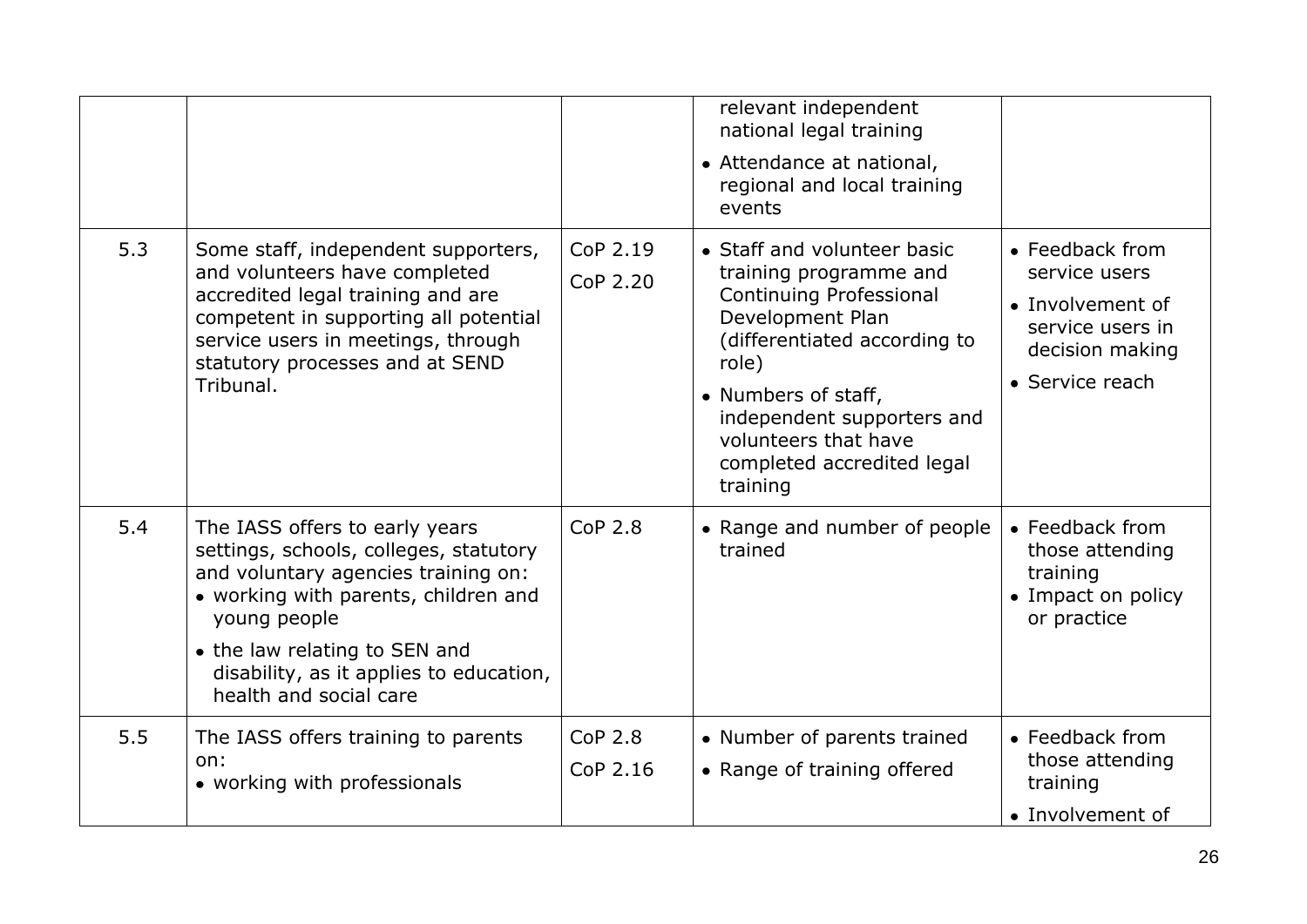|  |  |  | relevant independent national legal training<br>• Attendance at national, regional and local training events |  |
|---|---|---|---|---|
| 5.3 | Some staff, independent supporters, and volunteers have completed accredited legal training and are competent in supporting all potential service users in meetings, through statutory processes and at SEND Tribunal. | CoP 2.19<br>CoP 2.20 | • Staff and volunteer basic training programme and Continuing Professional Development Plan (differentiated according to role)<br>• Numbers of staff, independent supporters and volunteers that have completed accredited legal training | • Feedback from service users<br>• Involvement of service users in decision making<br>• Service reach |
| 5.4 | The IASS offers to early years settings, schools, colleges, statutory and voluntary agencies training on:<br>• working with parents, children and young people<br>• the law relating to SEN and disability, as it applies to education, health and social care | CoP 2.8 | • Range and number of people trained | • Feedback from those attending training<br>• Impact on policy or practice |
| 5.5 | The IASS offers training to parents on:<br>• working with professionals | CoP 2.8<br>CoP 2.16 | • Number of parents trained<br>• Range of training offered | • Feedback from those attending training<br>• Involvement of |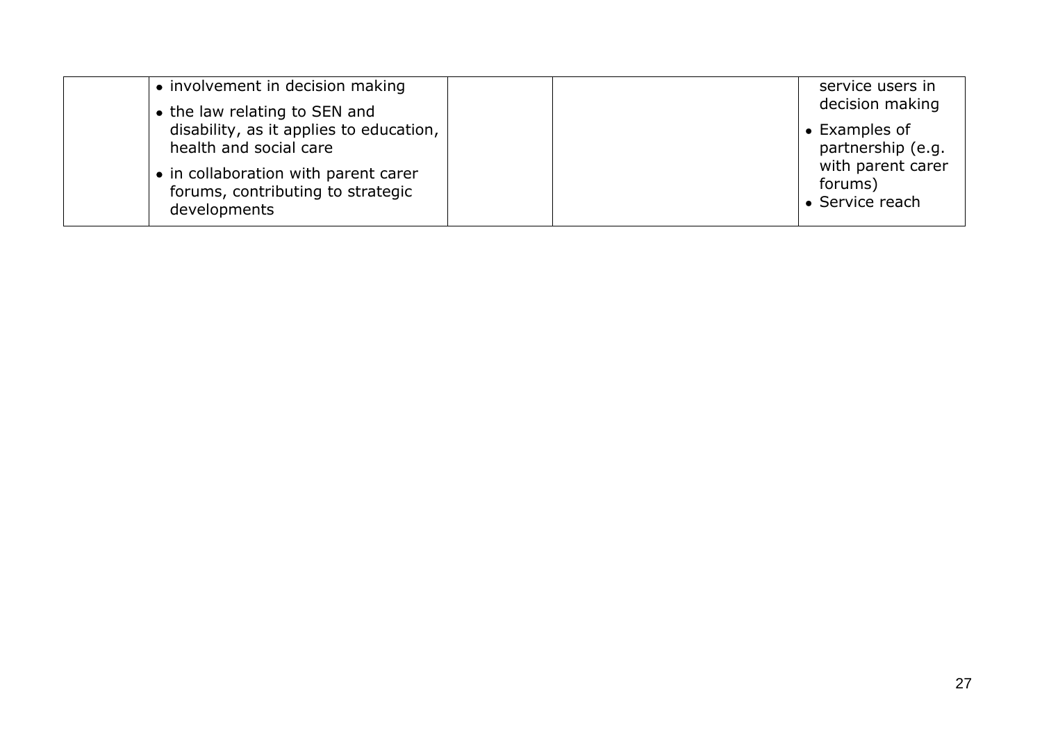| | | | | |
|---|---|---|---|---|
| | • involvement in decision making<br>• the law relating to SEN and disability, as it applies to education, health and social care<br>• in collaboration with parent carer forums, contributing to strategic developments | | | service users in decision making<br>• Examples of partnership (e.g. with parent carer forums)<br>• Service reach |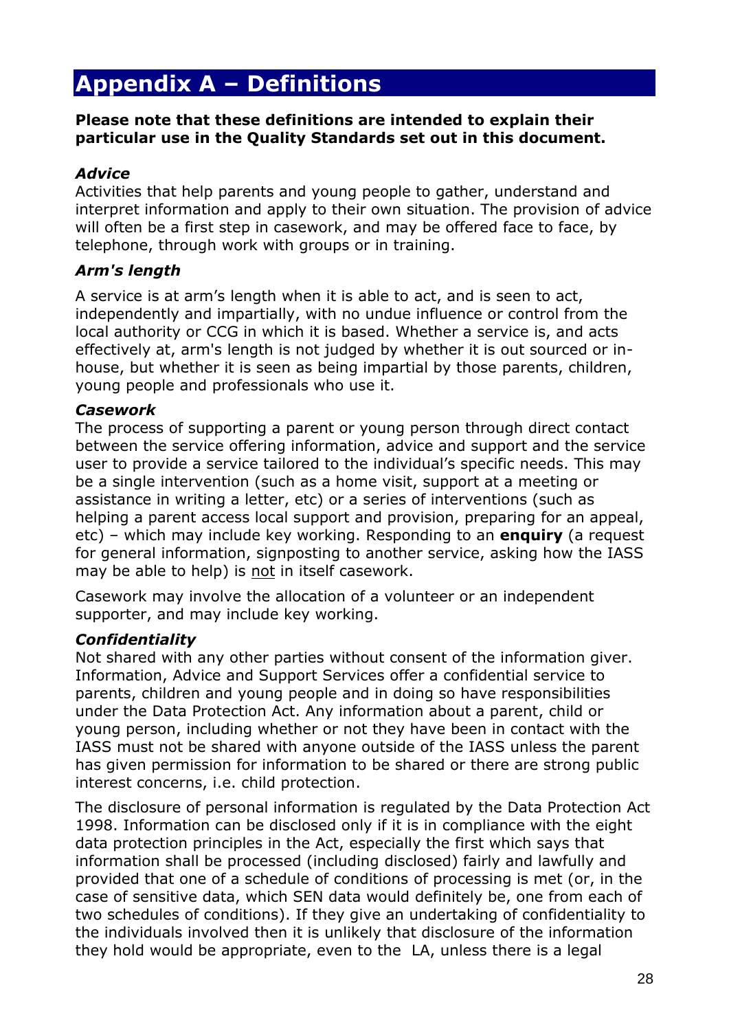# Appendix A – Definitions

**Please note that these definitions are intended to explain their particular use in the Quality Standards set out in this document.**

### *Advice*

Activities that help parents and young people to gather, understand and interpret information and apply to their own situation. The provision of advice will often be a first step in casework, and may be offered face to face, by telephone, through work with groups or in training.

### *Arm's length*

A service is at arm's length when it is able to act, and is seen to act, independently and impartially, with no undue influence or control from the local authority or CCG in which it is based. Whether a service is, and acts effectively at, arm's length is not judged by whether it is out sourced or in-house, but whether it is seen as being impartial by those parents, children, young people and professionals who use it.

### *Casework*

The process of supporting a parent or young person through direct contact between the service offering information, advice and support and the service user to provide a service tailored to the individual's specific needs. This may be a single intervention (such as a home visit, support at a meeting or assistance in writing a letter, etc) or a series of interventions (such as helping a parent access local support and provision, preparing for an appeal, etc) – which may include key working. Responding to an **enquiry** (a request for general information, signposting to another service, asking how the IASS may be able to help) is <u>not</u> in itself casework.

Casework may involve the allocation of a volunteer or an independent supporter, and may include key working.

### *Confidentiality*

Not shared with any other parties without consent of the information giver. Information, Advice and Support Services offer a confidential service to parents, children and young people and in doing so have responsibilities under the Data Protection Act. Any information about a parent, child or young person, including whether or not they have been in contact with the IASS must not be shared with anyone outside of the IASS unless the parent has given permission for information to be shared or there are strong public interest concerns, i.e. child protection.

The disclosure of personal information is regulated by the Data Protection Act 1998. Information can be disclosed only if it is in compliance with the eight data protection principles in the Act, especially the first which says that information shall be processed (including disclosed) fairly and lawfully and provided that one of a schedule of conditions of processing is met (or, in the case of sensitive data, which SEN data would definitely be, one from each of two schedules of conditions). If they give an undertaking of confidentiality to the individuals involved then it is unlikely that disclosure of the information they hold would be appropriate, even to the LA, unless there is a legal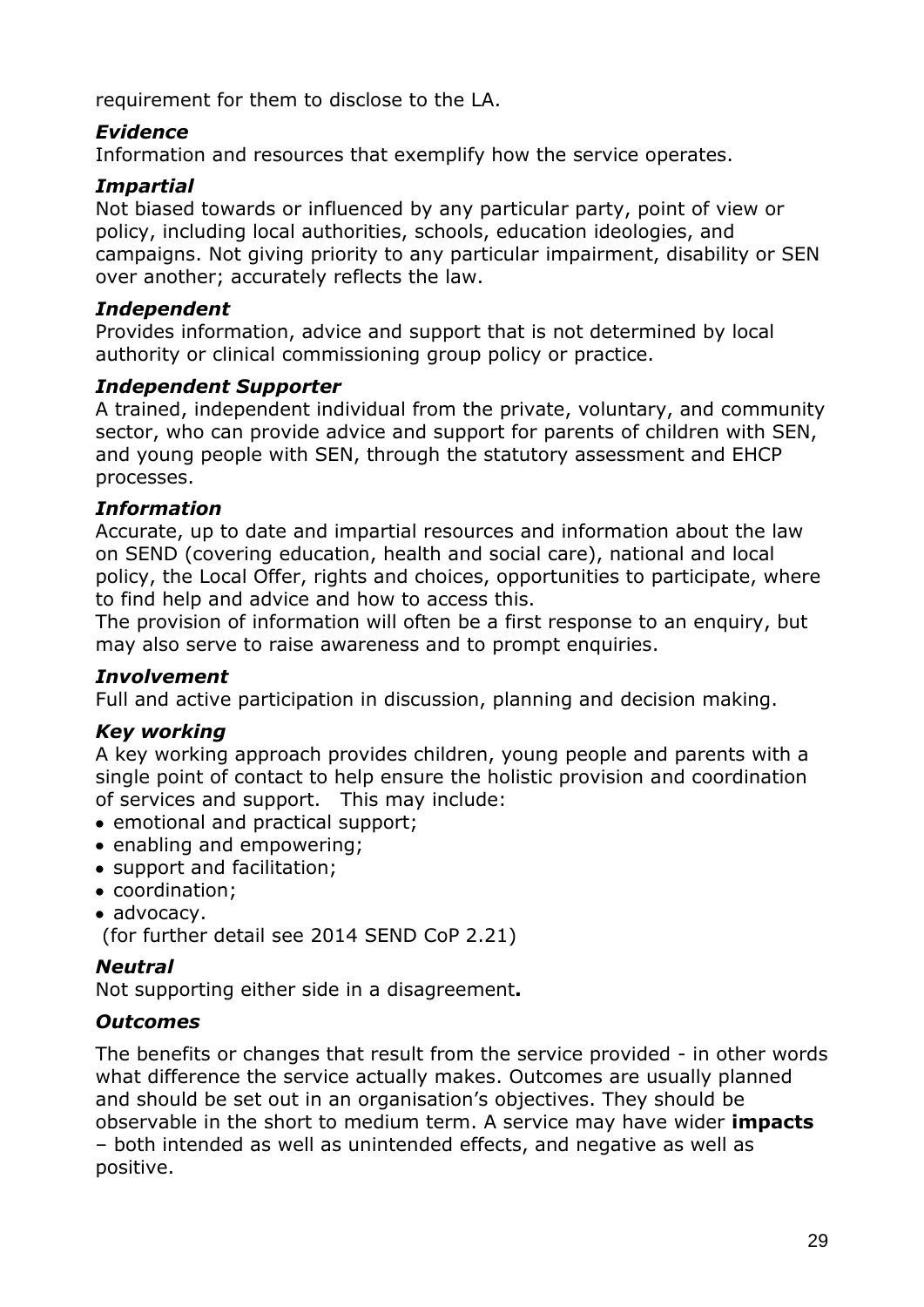requirement for them to disclose to the LA.

### *Evidence*

Information and resources that exemplify how the service operates.

### *Impartial*

Not biased towards or influenced by any particular party, point of view or policy, including local authorities, schools, education ideologies, and campaigns. Not giving priority to any particular impairment, disability or SEN over another; accurately reflects the law.

### *Independent*

Provides information, advice and support that is not determined by local authority or clinical commissioning group policy or practice.

### *Independent Supporter*

A trained, independent individual from the private, voluntary, and community sector, who can provide advice and support for parents of children with SEN, and young people with SEN, through the statutory assessment and EHCP processes.

### *Information*

Accurate, up to date and impartial resources and information about the law on SEND (covering education, health and social care), national and local policy, the Local Offer, rights and choices, opportunities to participate, where to find help and advice and how to access this.

The provision of information will often be a first response to an enquiry, but may also serve to raise awareness and to prompt enquiries.

### *Involvement*

Full and active participation in discussion, planning and decision making.

### *Key working*

A key working approach provides children, young people and parents with a single point of contact to help ensure the holistic provision and coordination of services and support. This may include:

- emotional and practical support;
- enabling and empowering;
- support and facilitation;
- coordination;
- advocacy.

(for further detail see 2014 SEND CoP 2.21)

### *Neutral*

Not supporting either side in a disagreement**.**

### *Outcomes*

The benefits or changes that result from the service provided - in other words what difference the service actually makes. Outcomes are usually planned and should be set out in an organisation's objectives. They should be observable in the short to medium term. A service may have wider **impacts** – both intended as well as unintended effects, and negative as well as positive.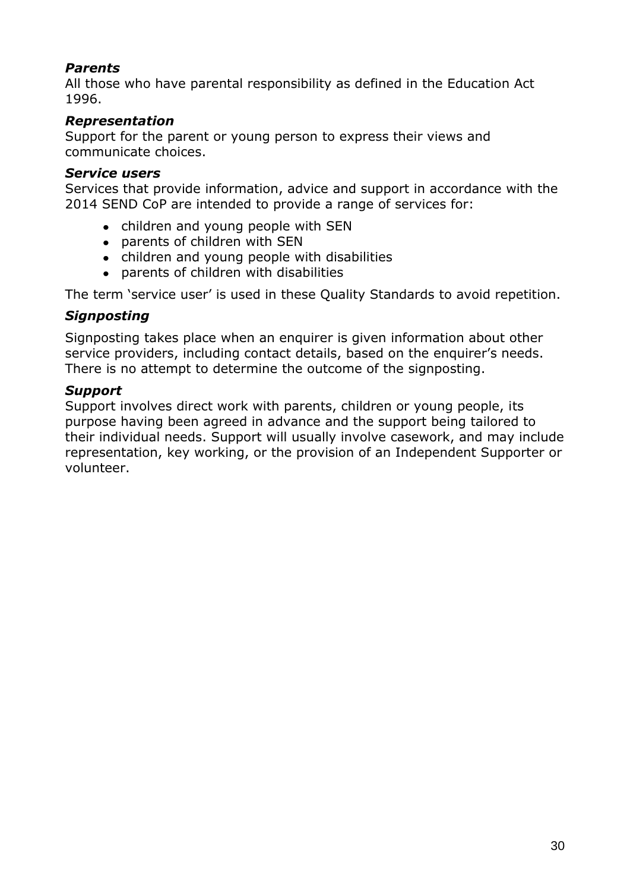***Parents***
All those who have parental responsibility as defined in the Education Act 1996.

***Representation***
Support for the parent or young person to express their views and communicate choices.

***Service users***
Services that provide information, advice and support in accordance with the 2014 SEND CoP are intended to provide a range of services for:

- children and young people with SEN
- parents of children with SEN
- children and young people with disabilities
- parents of children with disabilities

The term 'service user' is used in these Quality Standards to avoid repetition.

***Signposting***

Signposting takes place when an enquirer is given information about other service providers, including contact details, based on the enquirer's needs. There is no attempt to determine the outcome of the signposting.

***Support***
Support involves direct work with parents, children or young people, its purpose having been agreed in advance and the support being tailored to their individual needs. Support will usually involve casework, and may include representation, key working, or the provision of an Independent Supporter or volunteer.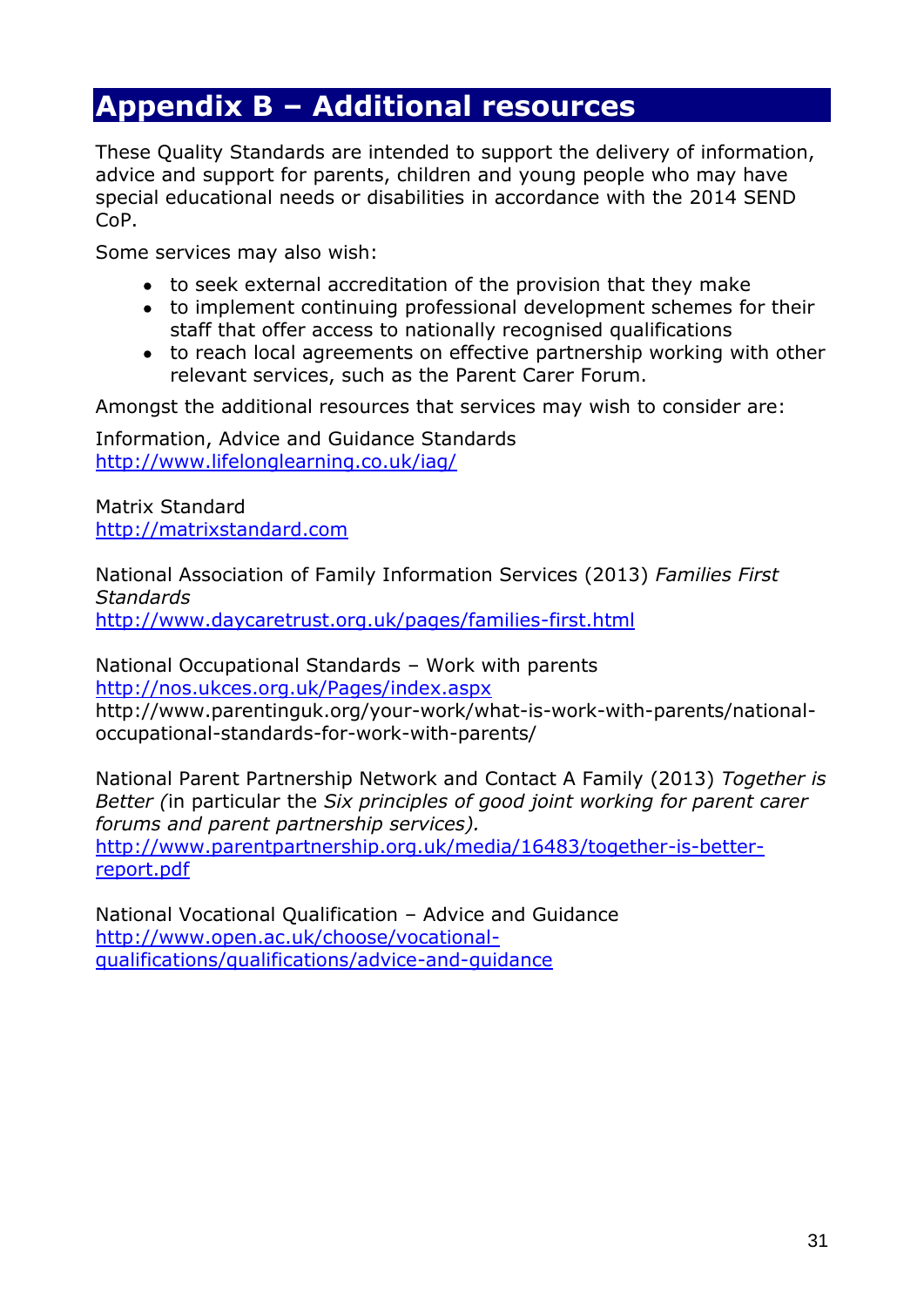# Appendix B – Additional resources

These Quality Standards are intended to support the delivery of information, advice and support for parents, children and young people who may have special educational needs or disabilities in accordance with the 2014 SEND CoP.

Some services may also wish:

- to seek external accreditation of the provision that they make
- to implement continuing professional development schemes for their staff that offer access to nationally recognised qualifications
- to reach local agreements on effective partnership working with other relevant services, such as the Parent Carer Forum.

Amongst the additional resources that services may wish to consider are:

Information, Advice and Guidance Standards
[http://www.lifelonglearning.co.uk/iag/](http://www.lifelonglearning.co.uk/iag/)

Matrix Standard
[http://matrixstandard.com](http://matrixstandard.com)

National Association of Family Information Services (2013) *Families First Standards*
[http://www.daycaretrust.org.uk/pages/families-first.html](http://www.daycaretrust.org.uk/pages/families-first.html)

National Occupational Standards – Work with parents
[http://nos.ukces.org.uk/Pages/index.aspx](http://nos.ukces.org.uk/Pages/index.aspx)
http://www.parentinguk.org/your-work/what-is-work-with-parents/national-occupational-standards-for-work-with-parents/

National Parent Partnership Network and Contact A Family (2013) *Together is Better (*in particular the *Six principles of good joint working for parent carer forums and parent partnership services).*
[http://www.parentpartnership.org.uk/media/16483/together-is-better-report.pdf](http://www.parentpartnership.org.uk/media/16483/together-is-better-report.pdf)

National Vocational Qualification – Advice and Guidance
[http://www.open.ac.uk/choose/vocational-qualifications/qualifications/advice-and-guidance](http://www.open.ac.uk/choose/vocational-qualifications/qualifications/advice-and-guidance)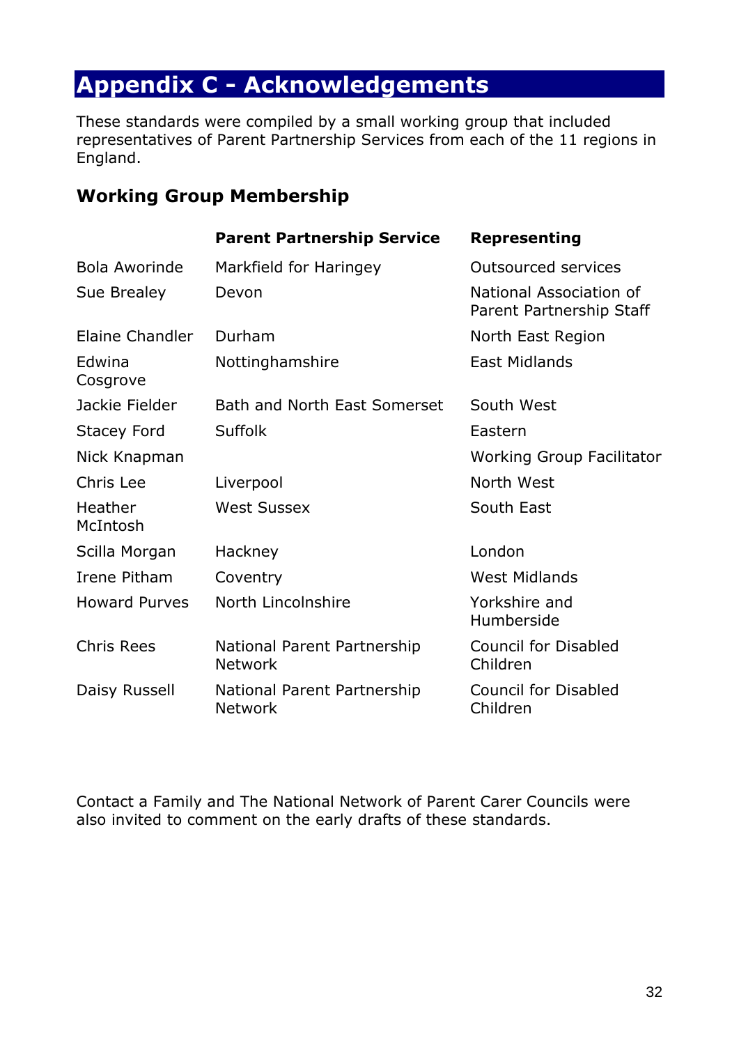# Appendix C - Acknowledgements

These standards were compiled by a small working group that included representatives of Parent Partnership Services from each of the 11 regions in England.

## Working Group Membership

| | Parent Partnership Service | Representing |
|---|---|---|
| Bola Aworinde | Markfield for Haringey | Outsourced services |
| Sue Brealey | Devon | National Association of Parent Partnership Staff |
| Elaine Chandler | Durham | North East Region |
| Edwina Cosgrove | Nottinghamshire | East Midlands |
| Jackie Fielder | Bath and North East Somerset | South West |
| Stacey Ford | Suffolk | Eastern |
| Nick Knapman | | Working Group Facilitator |
| Chris Lee | Liverpool | North West |
| Heather McIntosh | West Sussex | South East |
| Scilla Morgan | Hackney | London |
| Irene Pitham | Coventry | West Midlands |
| Howard Purves | North Lincolnshire | Yorkshire and Humberside |
| Chris Rees | National Parent Partnership Network | Council for Disabled Children |
| Daisy Russell | National Parent Partnership Network | Council for Disabled Children |

Contact a Family and The National Network of Parent Carer Councils were also invited to comment on the early drafts of these standards.